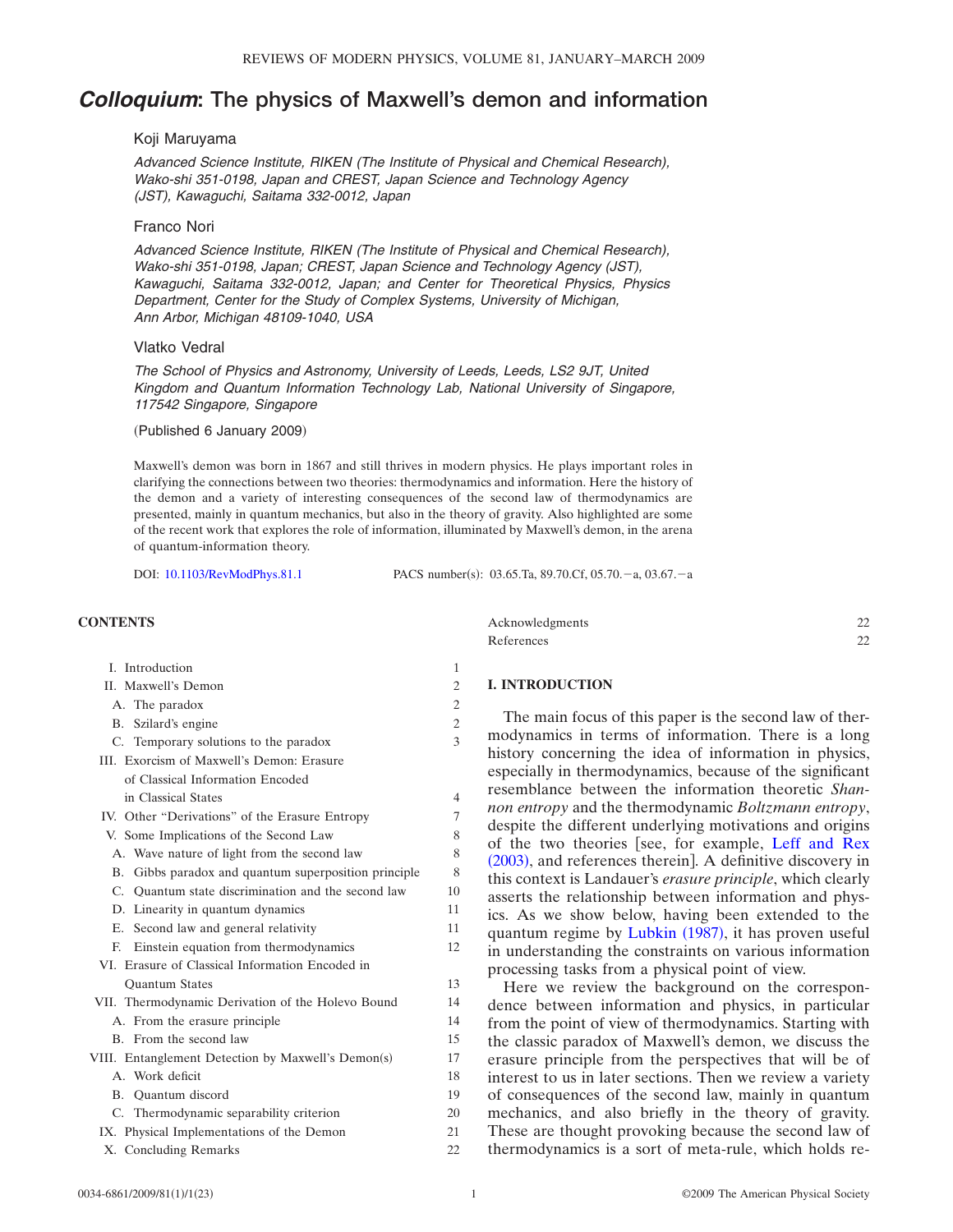# *Colloquium*: The physics of Maxwell's demon and information

Koji Maruyama

*Advanced Science Institute, RIKEN (The Institute of Physical and Chemical Research), Wako-shi 351-0198, Japan and CREST, Japan Science and Technology Agency (JST), Kawaguchi, Saitama 332-0012, Japan*

Franco Nori

*Advanced Science Institute, RIKEN (The Institute of Physical and Chemical Research), Wako-shi 351-0198, Japan; CREST, Japan Science and Technology Agency (JST), Kawaguchi, Saitama 332-0012, Japan; and Center for Theoretical Physics, Physics Department, Center for the Study of Complex Systems, University of Michigan, Ann Arbor, Michigan 48109-1040, USA*

Vlatko Vedral

*The School of Physics and Astronomy, University of Leeds, Leeds, LS2 9JT, United Kingdom and Quantum Information Technology Lab, National University of Singapore, 117542 Singapore, Singapore*

(Published 6 January 2009)

Maxwell's demon was born in 1867 and still thrives in modern physics. He plays important roles in clarifying the connections between two theories: thermodynamics and information. Here the history of the demon and a variety of interesting consequences of the second law of thermodynamics are presented, mainly in quantum mechanics, but also in the theory of gravity. Also highlighted are some of the recent work that explores the role of information, illuminated by Maxwell's demon, in the arena of quantum-information theory.

DOI: 10.1103/RevModPhys.81.1 PACS number(s): 03.65.Ta, 89.70.Cf, 05.70.−a, 03.67.−a

## CONTENTS

| | |
|---|---|
| I. Introduction | 1 |
| II. Maxwell's Demon | 2 |
| A. The paradox | 2 |
| B. Szilard's engine | 2 |
| C. Temporary solutions to the paradox | 3 |
| III. Exorcism of Maxwell's Demon: Erasure of Classical Information Encoded in Classical States | 4 |
| IV. Other "Derivations" of the Erasure Entropy | 7 |
| V. Some Implications of the Second Law | 8 |
| A. Wave nature of light from the second law | 8 |
| B. Gibbs paradox and quantum superposition principle | 8 |
| C. Quantum state discrimination and the second law | 10 |
| D. Linearity in quantum dynamics | 11 |
| E. Second law and general relativity | 11 |
| F. Einstein equation from thermodynamics | 12 |
| VI. Erasure of Classical Information Encoded in Quantum States | 13 |
| VII. Thermodynamic Derivation of the Holevo Bound | 14 |
| A. From the erasure principle | 14 |
| B. From the second law | 15 |
| VIII. Entanglement Detection by Maxwell's Demon(s) | 17 |
| A. Work deficit | 18 |
| B. Quantum discord | 19 |
| C. Thermodynamic separability criterion | 20 |
| IX. Physical Implementations of the Demon | 21 |
| X. Concluding Remarks | 22 |
| Acknowledgments | 22 |
| References | 22 |

## I. INTRODUCTION

The main focus of this paper is the second law of thermodynamics in terms of information. There is a long history concerning the idea of information in physics, especially in thermodynamics, because of the significant resemblance between the information theoretic *Shannon entropy* and the thermodynamic *Boltzmann entropy*, despite the different underlying motivations and origins of the two theories [see, for example, Leff and Rex (2003), and references therein]. A definitive discovery in this context is Landauer's *erasure principle*, which clearly asserts the relationship between information and physics. As we show below, having been extended to the quantum regime by Lubkin (1987), it has proven useful in understanding the constraints on various information processing tasks from a physical point of view.

Here we review the background on the correspondence between information and physics, in particular from the point of view of thermodynamics. Starting with the classic paradox of Maxwell's demon, we discuss the erasure principle from the perspectives that will be of interest to us in later sections. Then we review a variety of consequences of the second law, mainly in quantum mechanics, and also briefly in the theory of gravity. These are thought provoking because the second law of thermodynamics is a sort of meta-rule, which holds re-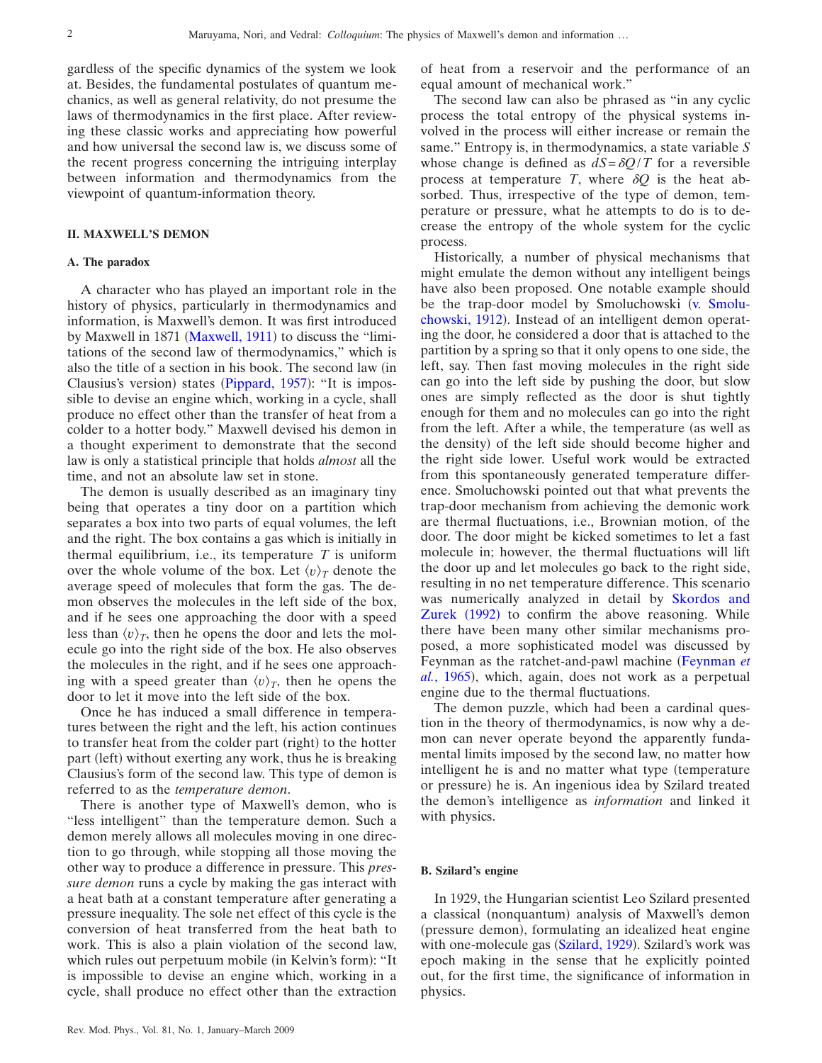gardless of the specific dynamics of the system we look at. Besides, the fundamental postulates of quantum mechanics, as well as general relativity, do not presume the laws of thermodynamics in the first place. After reviewing these classic works and appreciating how powerful and how universal the second law is, we discuss some of the recent progress concerning the intriguing interplay between information and thermodynamics from the viewpoint of quantum-information theory.

## II. MAXWELL'S DEMON

### A. The paradox

A character who has played an important role in the history of physics, particularly in thermodynamics and information, is Maxwell's demon. It was first introduced by Maxwell in 1871 (Maxwell, 1911) to discuss the "limitations of the second law of thermodynamics," which is also the title of a section in his book. The second law (in Clausius's version) states (Pippard, 1957): "It is impossible to devise an engine which, working in a cycle, shall produce no effect other than the transfer of heat from a colder to a hotter body." Maxwell devised his demon in a thought experiment to demonstrate that the second law is only a statistical principle that holds *almost* all the time, and not an absolute law set in stone.

The demon is usually described as an imaginary tiny being that operates a tiny door on a partition which separates a box into two parts of equal volumes, the left and the right. The box contains a gas which is initially in thermal equilibrium, i.e., its temperature $T$ is uniform over the whole volume of the box. Let $\langle v \rangle_T$ denote the average speed of molecules that form the gas. The demon observes the molecules in the left side of the box, and if he sees one approaching the door with a speed less than $\langle v \rangle_T$, then he opens the door and lets the molecule go into the right side of the box. He also observes the molecules in the right, and if he sees one approaching with a speed greater than $\langle v \rangle_T$, then he opens the door to let it move into the left side of the box.

Once he has induced a small difference in temperatures between the right and the left, his action continues to transfer heat from the colder part (right) to the hotter part (left) without exerting any work, thus he is breaking Clausius's form of the second law. This type of demon is referred to as the *temperature demon*.

There is another type of Maxwell's demon, who is "less intelligent" than the temperature demon. Such a demon merely allows all molecules moving in one direction to go through, while stopping all those moving the other way to produce a difference in pressure. This *pressure demon* runs a cycle by making the gas interact with a heat bath at a constant temperature after generating a pressure inequality. The sole net effect of this cycle is the conversion of heat transferred from the heat bath to work. This is also a plain violation of the second law, which rules out perpetuum mobile (in Kelvin's form): "It is impossible to devise an engine which, working in a cycle, shall produce no effect other than the extraction of heat from a reservoir and the performance of an equal amount of mechanical work."

The second law can also be phrased as "in any cyclic process the total entropy of the physical systems involved in the process will either increase or remain the same." Entropy is, in thermodynamics, a state variable $S$ whose change is defined as $dS = \delta Q / T$ for a reversible process at temperature $T$, where $\delta Q$ is the heat absorbed. Thus, irrespective of the type of demon, temperature or pressure, what he attempts to do is to decrease the entropy of the whole system for the cyclic process.

Historically, a number of physical mechanisms that might emulate the demon without any intelligent beings have also been proposed. One notable example should be the trap-door model by Smoluchowski (v. Smoluchowski, 1912). Instead of an intelligent demon operating the door, he considered a door that is attached to the partition by a spring so that it only opens to one side, the left, say. Then fast moving molecules in the right side can go into the left side by pushing the door, but slow ones are simply reflected as the door is shut tightly enough for them and no molecules can go into the right from the left. After a while, the temperature (as well as the density) of the left side should become higher and the right side lower. Useful work would be extracted from this spontaneously generated temperature difference. Smoluchowski pointed out that what prevents the trap-door mechanism from achieving the demonic work are thermal fluctuations, i.e., Brownian motion, of the door. The door might be kicked sometimes to let a fast molecule in; however, the thermal fluctuations will lift the door up and let molecules go back to the right side, resulting in no net temperature difference. This scenario was numerically analyzed in detail by Skordos and Zurek (1992) to confirm the above reasoning. While there have been many other similar mechanisms proposed, a more sophisticated model was discussed by Feynman as the ratchet-and-pawl machine (Feynman *et al.*, 1965), which, again, does not work as a perpetual engine due to the thermal fluctuations.

The demon puzzle, which had been a cardinal question in the theory of thermodynamics, is now why a demon can never operate beyond the apparently fundamental limits imposed by the second law, no matter how intelligent he is and no matter what type (temperature or pressure) he is. An ingenious idea by Szilard treated the demon's intelligence as *information* and linked it with physics.

### B. Szilard's engine

In 1929, the Hungarian scientist Leo Szilard presented a classical (nonquantum) analysis of Maxwell's demon (pressure demon), formulating an idealized heat engine with one-molecule gas (Szilard, 1929). Szilard's work was epoch making in the sense that he explicitly pointed out, for the first time, the significance of information in physics.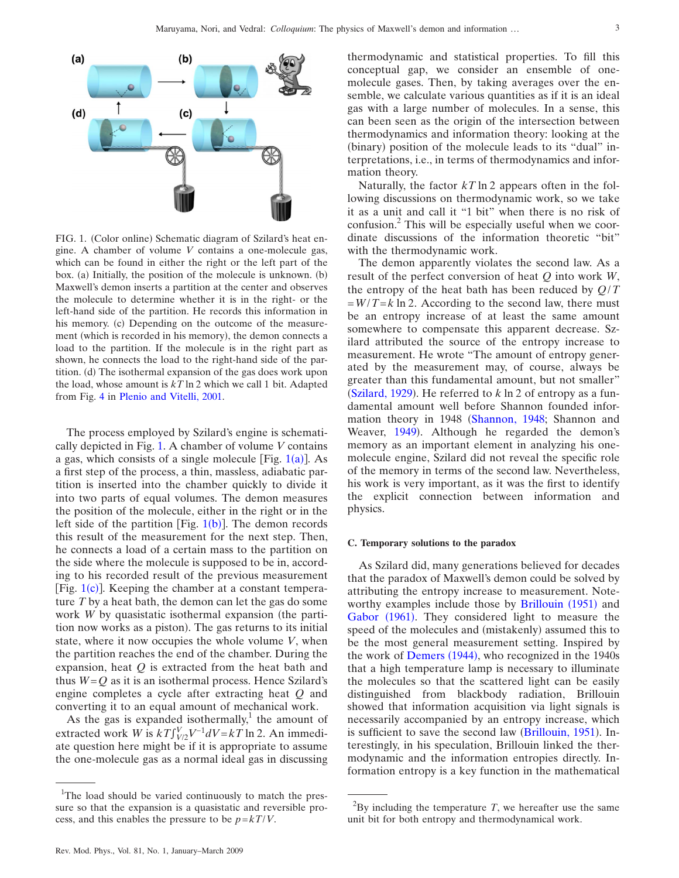FIG. 1. (Color online) Schematic diagram of Szilard's heat engine. A chamber of volume $V$ contains a one-molecule gas, which can be found in either the right or the left part of the box. (a) Initially, the position of the molecule is unknown. (b) Maxwell's demon inserts a partition at the center and observes the molecule to determine whether it is in the right- or the left-hand side of the partition. He records this information in his memory. (c) Depending on the outcome of the measurement (which is recorded in his memory), the demon connects a load to the partition. If the molecule is in the right part as shown, he connects the load to the right-hand side of the partition. (d) The isothermal expansion of the gas does work upon the load, whose amount is $kT\ln 2$ which we call 1 bit. Adapted from Fig. 4 in Plenio and Vitelli, 2001.

The process employed by Szilard's engine is schematically depicted in Fig. 1. A chamber of volume $V$ contains a gas, which consists of a single molecule [Fig. 1(a)]. As a first step of the process, a thin, massless, adiabatic partition is inserted into the chamber quickly to divide it into two parts of equal volumes. The demon measures the position of the molecule, either in the right or in the left side of the partition [Fig. 1(b)]. The demon records this result of the measurement for the next step. Then, he connects a load of a certain mass to the partition on the side where the molecule is supposed to be in, according to his recorded result of the previous measurement [Fig. 1(c)]. Keeping the chamber at a constant temperature $T$ by a heat bath, the demon can let the gas do some work $W$ by quasistatic isothermal expansion (the partition now works as a piston). The gas returns to its initial state, where it now occupies the whole volume $V$, when the partition reaches the end of the chamber. During the expansion, heat $Q$ is extracted from the heat bath and thus $W=Q$ as it is an isothermal process. Hence Szilard's engine completes a cycle after extracting heat $Q$ and converting it to an equal amount of mechanical work.

As the gas is expanded isothermally,[1] the amount of extracted work $W$ is $kT\int_{V/2}^{V} V^{-1}dV = kT\ln 2$. An immediate question here might be if it is appropriate to assume the one-molecule gas as a normal ideal gas in discussing thermodynamic and statistical properties. To fill this conceptual gap, we consider an ensemble of one-molecule gases. Then, by taking averages over the ensemble, we calculate various quantities as if it is an ideal gas with a large number of molecules. In a sense, this can been seen as the origin of the intersection between thermodynamics and information theory: looking at the (binary) position of the molecule leads to its "dual" interpretations, i.e., in terms of thermodynamics and information theory.

Naturally, the factor $kT\ln 2$ appears often in the following discussions on thermodynamic work, so we take it as a unit and call it "1 bit" when there is no risk of confusion.[2] This will be especially useful when we coordinate discussions of the information theoretic "bit" with the thermodynamic work.

The demon apparently violates the second law. As a result of the perfect conversion of heat $Q$ into work $W$, the entropy of the heat bath has been reduced by $Q/T = W/T = k\ln 2$. According to the second law, there must be an entropy increase of at least the same amount somewhere to compensate this apparent decrease. Szilard attributed the source of the entropy increase to measurement. He wrote "The amount of entropy generated by the measurement may, of course, always be greater than this fundamental amount, but not smaller" (Szilard, 1929). He referred to $k\ln 2$ of entropy as a fundamental amount well before Shannon founded information theory in 1948 (Shannon, 1948; Shannon and Weaver, 1949). Although he regarded the demon's memory as an important element in analyzing his one-molecule engine, Szilard did not reveal the specific role of the memory in terms of the second law. Nevertheless, his work is very important, as it was the first to identify the explicit connection between information and physics.

### C. Temporary solutions to the paradox

As Szilard did, many generations believed for decades that the paradox of Maxwell's demon could be solved by attributing the entropy increase to measurement. Noteworthy examples include those by Brillouin (1951) and Gabor (1961). They considered light to measure the speed of the molecules and (mistakenly) assumed this to be the most general measurement setting. Inspired by the work of Demers (1944), who recognized in the 1940s that a high temperature lamp is necessary to illuminate the molecules so that the scattered light can be easily distinguished from blackbody radiation, Brillouin showed that information acquisition via light signals is necessarily accompanied by an entropy increase, which is sufficient to save the second law (Brillouin, 1951). Interestingly, in his speculation, Brillouin linked the thermodynamic and the information entropies directly. Information entropy is a key function in the mathematical

[1] The load should be varied continuously to match the pressure so that the expansion is a quasistatic and reversible process, and this enables the pressure to be $p=kT/V$.

[2] By including the temperature $T$, we hereafter use the same unit bit for both entropy and thermodynamical work.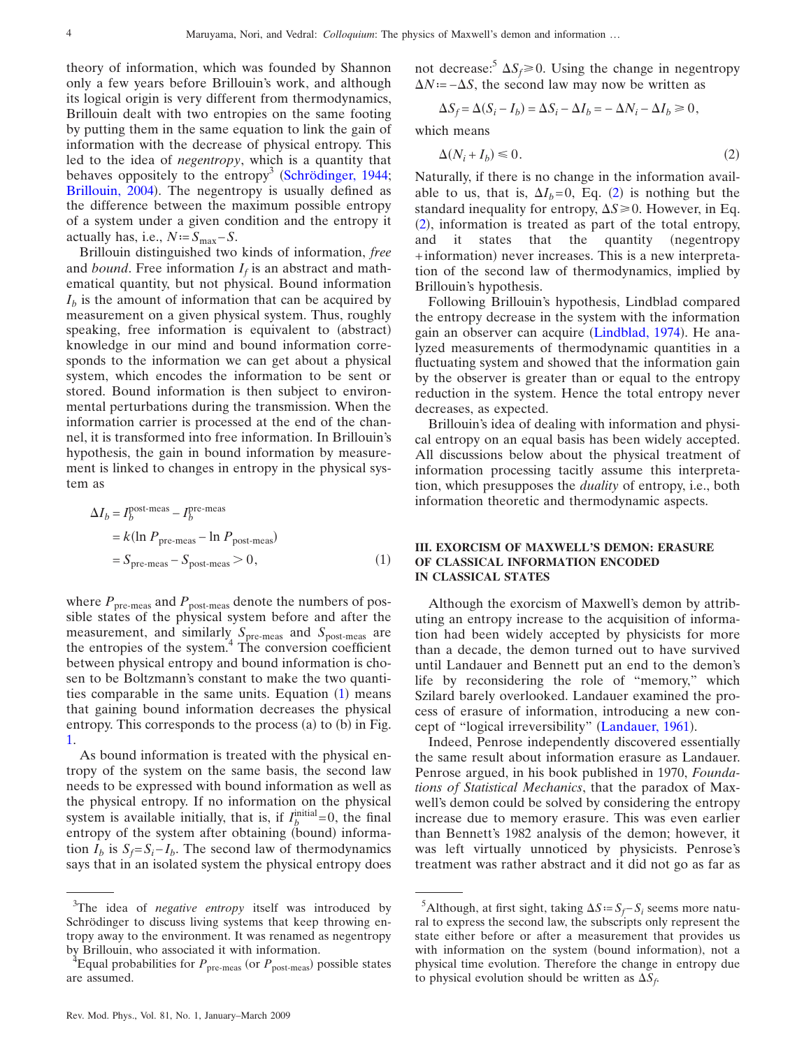theory of information, which was founded by Shannon only a few years before Brillouin's work, and although its logical origin is very different from thermodynamics, Brillouin dealt with two entropies on the same footing by putting them in the same equation to link the gain of information with the decrease of physical entropy. This led to the idea of *negentropy*, which is a quantity that behaves oppositely to the entropy[3] (Schrödinger, 1944; Brillouin, 2004). The negentropy is usually defined as the difference between the maximum possible entropy of a system under a given condition and the entropy it actually has, i.e., $N := S_{\max} - S$.

Brillouin distinguished two kinds of information, *free* and *bound*. Free information $I_f$ is an abstract and mathematical quantity, but not physical. Bound information $I_b$ is the amount of information that can be acquired by measurement on a given physical system. Thus, roughly speaking, free information is equivalent to (abstract) knowledge in our mind and bound information corresponds to the information we can get about a physical system, which encodes the information to be sent or stored. Bound information is then subject to environmental perturbations during the transmission. When the information carrier is processed at the end of the channel, it is transformed into free information. In Brillouin's hypothesis, the gain in bound information by measurement is linked to changes in entropy in the physical system as

$$
\begin{aligned}
\Delta I_b &= I_b^{\text{post-meas}} - I_b^{\text{pre-meas}} \\
&= k(\ln P_{\text{pre-meas}} - \ln P_{\text{post-meas}}) \\
&= S_{\text{pre-meas}} - S_{\text{post-meas}} > 0,
\end{aligned}
\tag{1}
$$

where $P_{\text{pre-meas}}$ and $P_{\text{post-meas}}$ denote the numbers of possible states of the physical system before and after the measurement, and similarly $S_{\text{pre-meas}}$ and $S_{\text{post-meas}}$ are the entropies of the system.[4] The conversion coefficient between physical entropy and bound information is chosen to be Boltzmann's constant to make the two quantities comparable in the same units. Equation (1) means that gaining bound information decreases the physical entropy. This corresponds to the process (a) to (b) in Fig. 1.

As bound information is treated with the physical entropy of the system on the same basis, the second law needs to be expressed with bound information as well as the physical entropy. If no information on the physical system is available initially, that is, if $I_b^{\text{initial}} = 0$, the final entropy of the system after obtaining (bound) information $I_b$ is $S_f = S_i - I_b$. The second law of thermodynamics says that in an isolated system the physical entropy does not decrease:[5] $\Delta S_f \geq 0$. Using the change in negentropy $\Delta N := -\Delta S$, the second law may now be written as

$$
\Delta S_f = \Delta(S_i - I_b) = \Delta S_i - \Delta I_b = -\Delta N_i - \Delta I_b \geq 0,
$$

which means

$$
\Delta(N_i + I_b) \leq 0. \tag{2}
$$

Naturally, if there is no change in the information available to us, that is, $\Delta I_b = 0$, Eq. (2) is nothing but the standard inequality for entropy, $\Delta S \geq 0$. However, in Eq. (2), information is treated as part of the total entropy, and it states that the quantity (negentropy + information) never increases. This is a new interpretation of the second law of thermodynamics, implied by Brillouin's hypothesis.

Following Brillouin's hypothesis, Lindblad compared the entropy decrease in the system with the information gain an observer can acquire (Lindblad, 1974). He analyzed measurements of thermodynamic quantities in a fluctuating system and showed that the information gain by the observer is greater than or equal to the entropy reduction in the system. Hence the total entropy never decreases, as expected.

Brillouin's idea of dealing with information and physical entropy on an equal basis has been widely accepted. All discussions below about the physical treatment of information processing tacitly assume this interpretation, which presupposes the *duality* of entropy, i.e., both information theoretic and thermodynamic aspects.

## III. EXORCISM OF MAXWELL'S DEMON: ERASURE OF CLASSICAL INFORMATION ENCODED IN CLASSICAL STATES

Although the exorcism of Maxwell's demon by attributing an entropy increase to the acquisition of information had been widely accepted by physicists for more than a decade, the demon turned out to have survived until Landauer and Bennett put an end to the demon's life by reconsidering the role of "memory," which Szilard barely overlooked. Landauer examined the process of erasure of information, introducing a new concept of "logical irreversibility" (Landauer, 1961).

Indeed, Penrose independently discovered essentially the same result about information erasure as Landauer. Penrose argued, in his book published in 1970, *Foundations of Statistical Mechanics*, that the paradox of Maxwell's demon could be solved by considering the entropy increase due to memory erasure. This was even earlier than Bennett's 1982 analysis of the demon; however, it was left virtually unnoticed by physicists. Penrose's treatment was rather abstract and it did not go as far as

---

[3] The idea of *negative entropy* itself was introduced by Schrödinger to discuss living systems that keep throwing entropy away to the environment. It was renamed as negentropy by Brillouin, who associated it with information.

[4] Equal probabilities for $P_{\text{pre-meas}}$ (or $P_{\text{post-meas}}$) possible states are assumed.

[5] Although, at first sight, taking $\Delta S := S_f - S_i$ seems more natural to express the second law, the subscripts only represent the state either before or after a measurement that provides us with information on the system (bound information), not a physical time evolution. Therefore the change in entropy due to physical evolution should be written as $\Delta S_f$.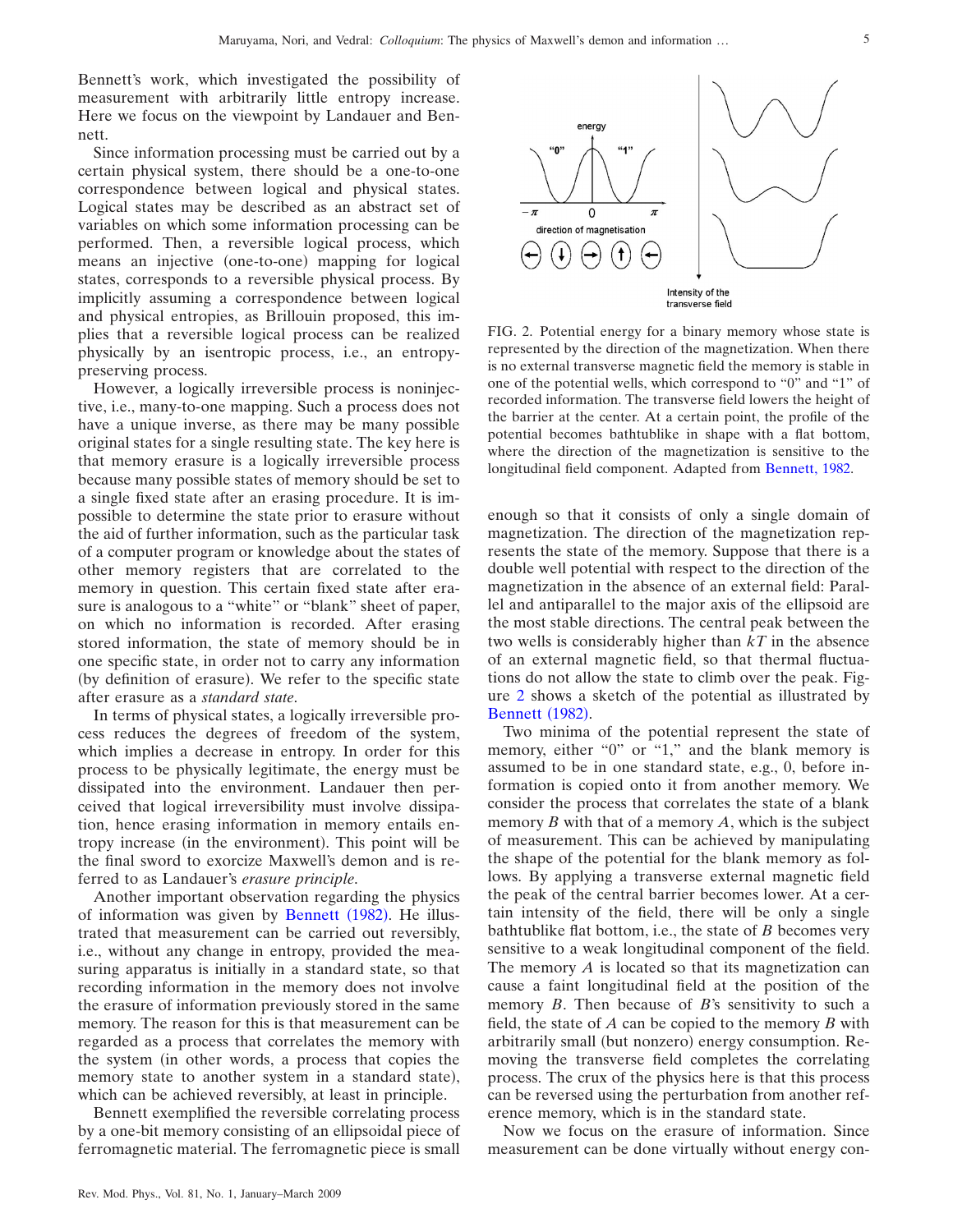Bennett's work, which investigated the possibility of measurement with arbitrarily little entropy increase. Here we focus on the viewpoint by Landauer and Bennett.

Since information processing must be carried out by a certain physical system, there should be a one-to-one correspondence between logical and physical states. Logical states may be described as an abstract set of variables on which some information processing can be performed. Then, a reversible logical process, which means an injective (one-to-one) mapping for logical states, corresponds to a reversible physical process. By implicitly assuming a correspondence between logical and physical entropies, as Brillouin proposed, this implies that a reversible logical process can be realized physically by an isentropic process, i.e., an entropy-preserving process.

However, a logically irreversible process is noninjective, i.e., many-to-one mapping. Such a process does not have a unique inverse, as there may be many possible original states for a single resulting state. The key here is that memory erasure is a logically irreversible process because many possible states of memory should be set to a single fixed state after an erasing procedure. It is impossible to determine the state prior to erasure without the aid of further information, such as the particular task of a computer program or knowledge about the states of other memory registers that are correlated to the memory in question. This certain fixed state after erasure is analogous to a "white" or "blank" sheet of paper, on which no information is recorded. After erasing stored information, the state of memory should be in one specific state, in order not to carry any information (by definition of erasure). We refer to the specific state after erasure as a *standard state*.

In terms of physical states, a logically irreversible process reduces the degrees of freedom of the system, which implies a decrease in entropy. In order for this process to be physically legitimate, the energy must be dissipated into the environment. Landauer then perceived that logical irreversibility must involve dissipation, hence erasing information in memory entails entropy increase (in the environment). This point will be the final sword to exorcize Maxwell's demon and is referred to as Landauer's *erasure principle*.

Another important observation regarding the physics of information was given by Bennett (1982). He illustrated that measurement can be carried out reversibly, i.e., without any change in entropy, provided the measuring apparatus is initially in a standard state, so that recording information in the memory does not involve the erasure of information previously stored in the same memory. The reason for this is that measurement can be regarded as a process that correlates the memory with the system (in other words, a process that copies the memory state to another system in a standard state), which can be achieved reversibly, at least in principle.

Bennett exemplified the reversible correlating process by a one-bit memory consisting of an ellipsoidal piece of ferromagnetic material. The ferromagnetic piece is small enough so that it consists of only a single domain of magnetization. The direction of the magnetization represents the state of the memory. Suppose that there is a double well potential with respect to the direction of the magnetization in the absence of an external field: Parallel and antiparallel to the major axis of the ellipsoid are the most stable directions. The central peak between the two wells is considerably higher than $kT$ in the absence of an external magnetic field, so that thermal fluctuations do not allow the state to climb over the peak. Figure 2 shows a sketch of the potential as illustrated by Bennett (1982).

energy
"0"
"1"
$-\pi$
0
$\pi$
direction of magnetisation
Intensity of the transverse field

FIG. 2. Potential energy for a binary memory whose state is represented by the direction of the magnetization. When there is no external transverse magnetic field the memory is stable in one of the potential wells, which correspond to "0" and "1" of recorded information. The transverse field lowers the height of the barrier at the center. At a certain point, the profile of the potential becomes bathtublike in shape with a flat bottom, where the direction of the magnetization is sensitive to the longitudinal field component. Adapted from Bennett, 1982.

Two minima of the potential represent the state of memory, either "0" or "1," and the blank memory is assumed to be in one standard state, e.g., 0, before information is copied onto it from another memory. We consider the process that correlates the state of a blank memory $B$ with that of a memory $A$, which is the subject of measurement. This can be achieved by manipulating the shape of the potential for the blank memory as follows. By applying a transverse external magnetic field the peak of the central barrier becomes lower. At a certain intensity of the field, there will be only a single bathtublike flat bottom, i.e., the state of $B$ becomes very sensitive to a weak longitudinal component of the field. The memory $A$ is located so that its magnetization can cause a faint longitudinal field at the position of the memory $B$. Then because of $B$'s sensitivity to such a field, the state of $A$ can be copied to the memory $B$ with arbitrarily small (but nonzero) energy consumption. Removing the transverse field completes the correlating process. The crux of the physics here is that this process can be reversed using the perturbation from another reference memory, which is in the standard state.

Now we focus on the erasure of information. Since measurement can be done virtually without energy con-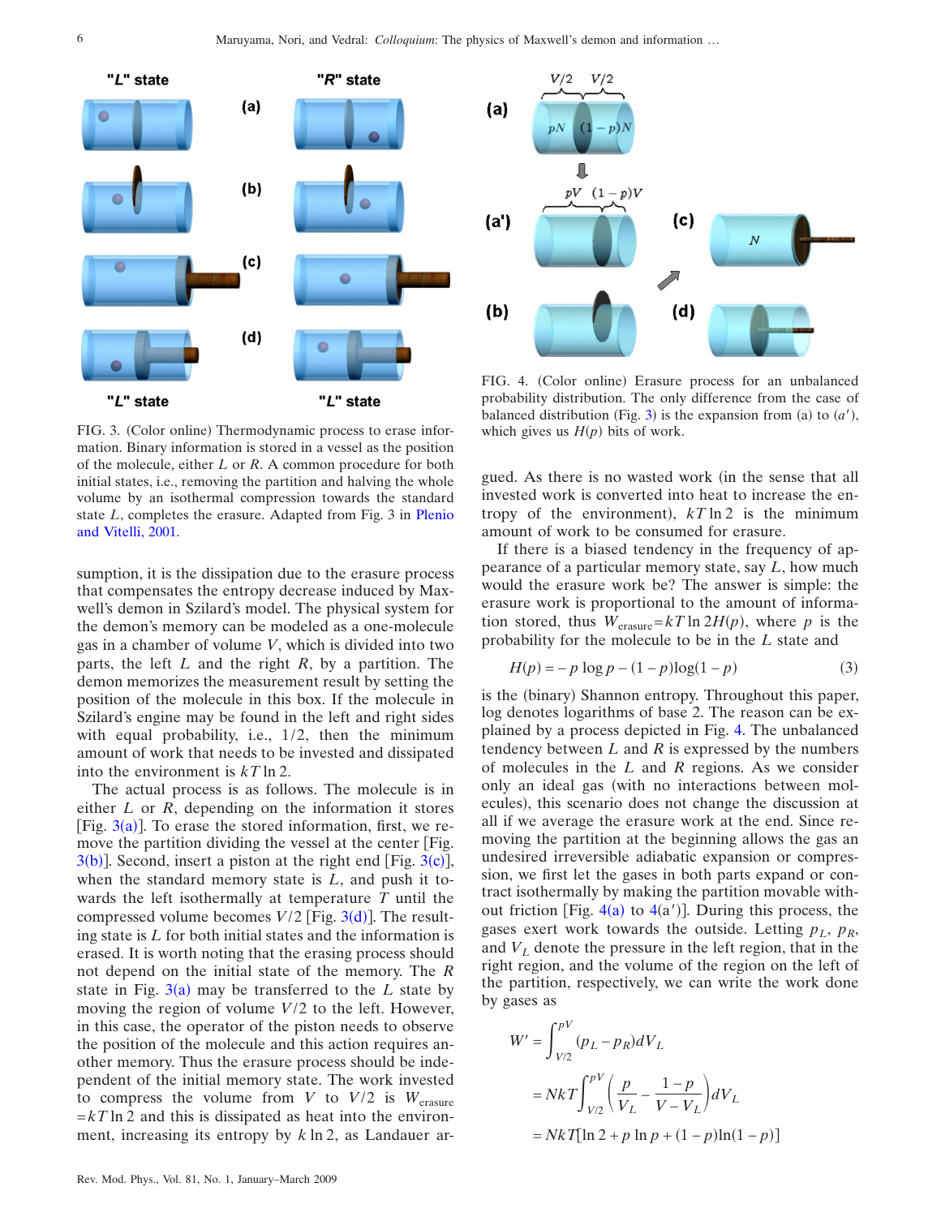FIG. 3. (Color online) Thermodynamic process to erase information. Binary information is stored in a vessel as the position of the molecule, either $L$ or $R$. A common procedure for both initial states, i.e., removing the partition and halving the whole volume by an isothermal compression towards the standard state $L$, completes the erasure. Adapted from Fig. 3 in Plenio and Vitelli, 2001.

FIG. 4. (Color online) Erasure process for an unbalanced probability distribution. The only difference from the case of balanced distribution (Fig. 3) is the expansion from (a) to (a′), which gives us $H(p)$ bits of work.

sumption, it is the dissipation due to the erasure process that compensates the entropy decrease induced by Maxwell's demon in Szilard's model. The physical system for the demon's memory can be modeled as a one-molecule gas in a chamber of volume $V$, which is divided into two parts, the left $L$ and the right $R$, by a partition. The demon memorizes the measurement result by setting the position of the molecule in this box. If the molecule in Szilard's engine may be found in the left and right sides with equal probability, i.e., 1/2, then the minimum amount of work that needs to be invested and dissipated into the environment is $kT \ln 2$.

The actual process is as follows. The molecule is in either $L$ or $R$, depending on the information it stores [Fig. 3(a)]. To erase the stored information, first, we remove the partition dividing the vessel at the center [Fig. 3(b)]. Second, insert a piston at the right end [Fig. 3(c)], when the standard memory state is $L$, and push it towards the left isothermally at temperature $T$ until the compressed volume becomes $V/2$ [Fig. 3(d)]. The resulting state is $L$ for both initial states and the information is erased. It is worth noting that the erasing process should not depend on the initial state of the memory. The $R$ state in Fig. 3(a) may be transferred to the $L$ state by moving the region of volume $V/2$ to the left. However, in this case, the operator of the piston needs to observe the position of the molecule and this action requires another memory. Thus the erasure process should be independent of the initial memory state. The work invested to compress the volume from $V$ to $V/2$ is $W_{\text{erasure}} = kT \ln 2$ and this is dissipated as heat into the environment, increasing its entropy by $k \ln 2$, as Landauer argued. As there is no wasted work (in the sense that all invested work is converted into heat to increase the entropy of the environment), $kT \ln 2$ is the minimum amount of work to be consumed for erasure.

If there is a biased tendency in the frequency of appearance of a particular memory state, say $L$, how much would the erasure work be? The answer is simple: the erasure work is proportional to the amount of information stored, thus $W_{\text{erasure}} = kT \ln 2 H(p)$, where $p$ is the probability for the molecule to be in the $L$ state and

$$H(p) = -p \log p - (1-p)\log(1-p) \tag{3}$$

is the (binary) Shannon entropy. Throughout this paper, log denotes logarithms of base 2. The reason can be explained by a process depicted in Fig. 4. The unbalanced tendency between $L$ and $R$ is expressed by the numbers of molecules in the $L$ and $R$ regions. As we consider only an ideal gas (with no interactions between molecules), this scenario does not change the discussion at all if we average the erasure work at the end. Since removing the partition at the beginning allows the gas an undesired irreversible adiabatic expansion or compression, we first let the gases in both parts expand or contract isothermally by making the partition movable without friction [Fig. 4(a) to 4(a′)]. During this process, the gases exert work towards the outside. Letting $p_L$, $p_R$, and $V_L$ denote the pressure in the left region, that in the right region, and the volume of the region on the left of the partition, respectively, we can write the work done by gases as

$$\begin{aligned}
W' &= \int_{V/2}^{pV} (p_L - p_R) dV_L \\
&= NkT \int_{V/2}^{pV} \left( \frac{p}{V_L} - \frac{1-p}{V - V_L} \right) dV_L \\
&= NkT[\ln 2 + p \ln p + (1-p)\ln(1-p)]
\end{aligned}$$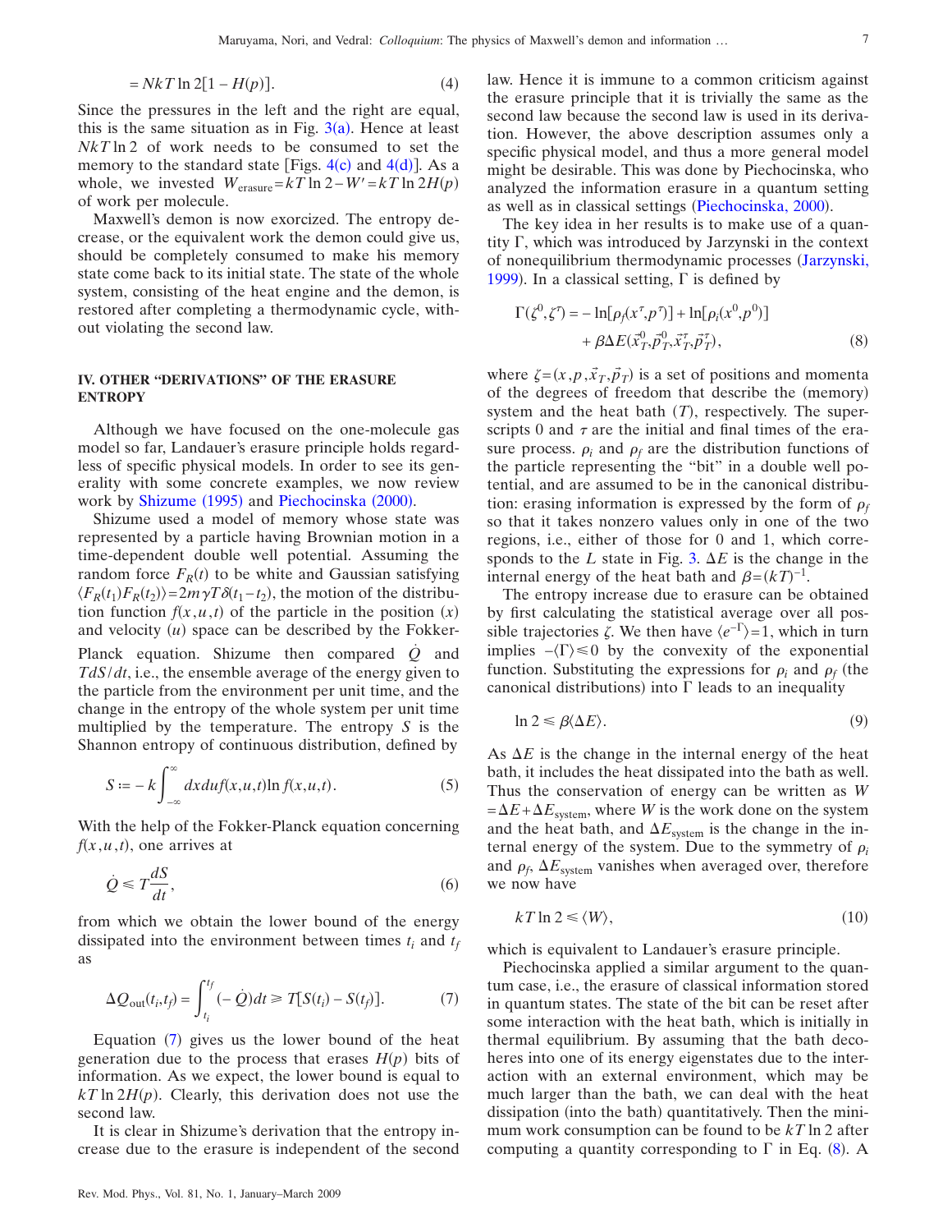$$= NkT \ln 2[1 - H(p)]. \tag{4}$$

Since the pressures in the left and the right are equal, this is the same situation as in Fig. 3(a). Hence at least $NkT \ln 2$ of work needs to be consumed to set the memory to the standard state [Figs. 4(c) and 4(d)]. As a whole, we invested $W_{\text{erasure}} = kT \ln 2 - W' = kT \ln 2 H(p)$ of work per molecule.

Maxwell's demon is now exorcized. The entropy decrease, or the equivalent work the demon could give us, should be completely consumed to make his memory state come back to its initial state. The state of the whole system, consisting of the heat engine and the demon, is restored after completing a thermodynamic cycle, without violating the second law.

## IV. OTHER "DERIVATIONS" OF THE ERASURE ENTROPY

Although we have focused on the one-molecule gas model so far, Landauer's erasure principle holds regardless of specific physical models. In order to see its generality with some concrete examples, we now review work by Shizume (1995) and Piechocinska (2000).

Shizume used a model of memory whose state was represented by a particle having Brownian motion in a time-dependent double well potential. Assuming the random force $F_R(t)$ to be white and Gaussian satisfying $\langle F_R(t_1) F_R(t_2) \rangle = 2m\gamma T \delta(t_1 - t_2)$, the motion of the distribution function $f(x,u,t)$ of the particle in the position ($x$) and velocity ($u$) space can be described by the Fokker-Planck equation. Shizume then compared $\dot{Q}$ and $T dS/dt$, i.e., the ensemble average of the energy given to the particle from the environment per unit time, and the change in the entropy of the whole system per unit time multiplied by the temperature. The entropy $S$ is the Shannon entropy of continuous distribution, defined by

$$S := -k \int_{-\infty}^{\infty} dx du f(x,u,t) \ln f(x,u,t). \tag{5}$$

With the help of the Fokker-Planck equation concerning $f(x,u,t)$, one arrives at

$$\dot{Q} \leq T \frac{dS}{dt}, \tag{6}$$

from which we obtain the lower bound of the energy dissipated into the environment between times $t_i$ and $t_f$ as

$$\Delta Q_{\text{out}}(t_i, t_f) = \int_{t_i}^{t_f} (-\dot{Q}) dt \geq T[S(t_i) - S(t_f)]. \tag{7}$$

Equation (7) gives us the lower bound of the heat generation due to the process that erases $H(p)$ bits of information. As we expect, the lower bound is equal to $kT \ln 2 H(p)$. Clearly, this derivation does not use the second law.

It is clear in Shizume's derivation that the entropy increase due to the erasure is independent of the second law. Hence it is immune to a common criticism against the erasure principle that it is trivially the same as the second law because the second law is used in its derivation. However, the above description assumes only a specific physical model, and thus a more general model might be desirable. This was done by Piechocinska, who analyzed the information erasure in a quantum setting as well as in classical settings (Piechocinska, 2000).

The key idea in her results is to make use of a quantity $\Gamma$, which was introduced by Jarzynski in the context of nonequilibrium thermodynamic processes (Jarzynski, 1999). In a classical setting, $\Gamma$ is defined by

$$\Gamma(\zeta^0, \zeta^\tau) = -\ln[\rho_f(x^\tau, p^\tau)] + \ln[\rho_i(x^0, p^0)] + \beta \Delta E(\vec{x}_T^0, \vec{p}_T^0, \vec{x}_T^\tau, \vec{p}_T^\tau), \tag{8}$$

where $\zeta = (x, p, \vec{x}_T, \vec{p}_T)$ is a set of positions and momenta of the degrees of freedom that describe the (memory) system and the heat bath ($T$), respectively. The superscripts 0 and $\tau$ are the initial and final times of the erasure process. $\rho_i$ and $\rho_f$ are the distribution functions of the particle representing the "bit" in a double well potential, and are assumed to be in the canonical distribution: erasing information is expressed by the form of $\rho_f$ so that it takes nonzero values only in one of the two regions, i.e., either of those for 0 and 1, which corresponds to the $L$ state in Fig. 3. $\Delta E$ is the change in the internal energy of the heat bath and $\beta = (kT)^{-1}$.

The entropy increase due to erasure can be obtained by first calculating the statistical average over all possible trajectories $\zeta$. We then have $\langle e^{-\Gamma} \rangle = 1$, which in turn implies $-\langle \Gamma \rangle \leq 0$ by the convexity of the exponential function. Substituting the expressions for $\rho_i$ and $\rho_f$ (the canonical distributions) into $\Gamma$ leads to an inequality

$$\ln 2 \leq \beta \langle \Delta E \rangle. \tag{9}$$

As $\Delta E$ is the change in the internal energy of the heat bath, it includes the heat dissipated into the bath as well. Thus the conservation of energy can be written as $W = \Delta E + \Delta E_{\text{system}}$, where $W$ is the work done on the system and the heat bath, and $\Delta E_{\text{system}}$ is the change in the internal energy of the system. Due to the symmetry of $\rho_i$ and $\rho_f$, $\Delta E_{\text{system}}$ vanishes when averaged over, therefore we now have

$$kT \ln 2 \leq \langle W \rangle, \tag{10}$$

which is equivalent to Landauer's erasure principle.

Piechocinska applied a similar argument to the quantum case, i.e., the erasure of classical information stored in quantum states. The state of the bit can be reset after some interaction with the heat bath, which is initially in thermal equilibrium. By assuming that the bath decoheres into one of its energy eigenstates due to the interaction with an external environment, which may be much larger than the bath, we can deal with the heat dissipation (into the bath) quantitatively. Then the minimum work consumption can be found to be $kT \ln 2$ after computing a quantity corresponding to $\Gamma$ in Eq. (8). A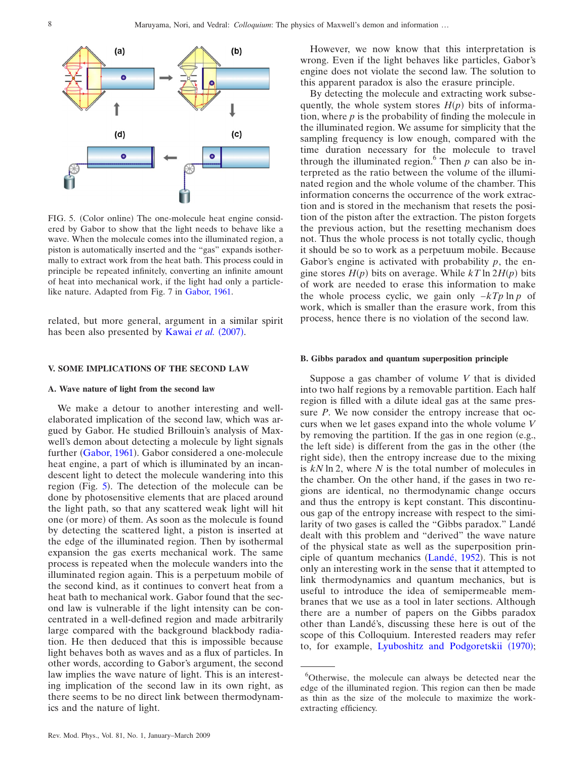FIG. 5. (Color online) The one-molecule heat engine considered by Gabor to show that the light needs to behave like a wave. When the molecule comes into the illuminated region, a piston is automatically inserted and the "gas" expands isothermally to extract work from the heat bath. This process could in principle be repeated infinitely, converting an infinite amount of heat into mechanical work, if the light had only a particle-like nature. Adapted from Fig. 7 in Gabor, 1961.

related, but more general, argument in a similar spirit has been also presented by Kawai *et al.* (2007).

## V. SOME IMPLICATIONS OF THE SECOND LAW

### A. Wave nature of light from the second law

We make a detour to another interesting and well-elaborated implication of the second law, which was argued by Gabor. He studied Brillouin's analysis of Maxwell's demon about detecting a molecule by light signals further (Gabor, 1961). Gabor considered a one-molecule heat engine, a part of which is illuminated by an incandescent light to detect the molecule wandering into this region (Fig. 5). The detection of the molecule can be done by photosensitive elements that are placed around the light path, so that any scattered weak light will hit one (or more) of them. As soon as the molecule is found by detecting the scattered light, a piston is inserted at the edge of the illuminated region. Then by isothermal expansion the gas exerts mechanical work. The same process is repeated when the molecule wanders into the illuminated region again. This is a perpetuum mobile of the second kind, as it continues to convert heat from a heat bath to mechanical work. Gabor found that the second law is vulnerable if the light intensity can be concentrated in a well-defined region and made arbitrarily large compared with the background blackbody radiation. He then deduced that this is impossible because light behaves both as waves and as a flux of particles. In other words, according to Gabor's argument, the second law implies the wave nature of light. This is an interesting implication of the second law in its own right, as there seems to be no direct link between thermodynamics and the nature of light.

However, we now know that this interpretation is wrong. Even if the light behaves like particles, Gabor's engine does not violate the second law. The solution to this apparent paradox is also the erasure principle.

By detecting the molecule and extracting work subsequently, the whole system stores $H(p)$ bits of information, where $p$ is the probability of finding the molecule in the illuminated region. We assume for simplicity that the sampling frequency is low enough, compared with the time duration necessary for the molecule to travel through the illuminated region.[6] Then $p$ can also be interpreted as the ratio between the volume of the illuminated region and the whole volume of the chamber. This information concerns the occurrence of the work extraction and is stored in the mechanism that resets the position of the piston after the extraction. The piston forgets the previous action, but the resetting mechanism does not. Thus the whole process is not totally cyclic, though it should be so to work as a perpetuum mobile. Because Gabor's engine is activated with probability $p$, the engine stores $H(p)$ bits on average. While $kT \ln 2H(p)$ bits of work are needed to erase this information to make the whole process cyclic, we gain only $-kTp \ln p$ of work, which is smaller than the erasure work, from this process, hence there is no violation of the second law.

### B. Gibbs paradox and quantum superposition principle

Suppose a gas chamber of volume $V$ that is divided into two half regions by a removable partition. Each half region is filled with a dilute ideal gas at the same pressure $P$. We now consider the entropy increase that occurs when we let gases expand into the whole volume $V$ by removing the partition. If the gas in one region (e.g., the left side) is different from the gas in the other (the right side), then the entropy increase due to the mixing is $kN \ln 2$, where $N$ is the total number of molecules in the chamber. On the other hand, if the gases in two regions are identical, no thermodynamic change occurs and thus the entropy is kept constant. This discontinuous gap of the entropy increase with respect to the similarity of two gases is called the "Gibbs paradox." Landé dealt with this problem and "derived" the wave nature of the physical state as well as the superposition principle of quantum mechanics (Landé, 1952). This is not only an interesting work in the sense that it attempted to link thermodynamics and quantum mechanics, but is useful to introduce the idea of semipermeable membranes that we use as a tool in later sections. Although there are a number of papers on the Gibbs paradox other than Landé's, discussing these here is out of the scope of this Colloquium. Interested readers may refer to, for example, Lyuboshitz and Podgoretskii (1970);

[6] Otherwise, the molecule can always be detected near the edge of the illuminated region. This region can then be made as thin as the size of the molecule to maximize the work-extracting efficiency.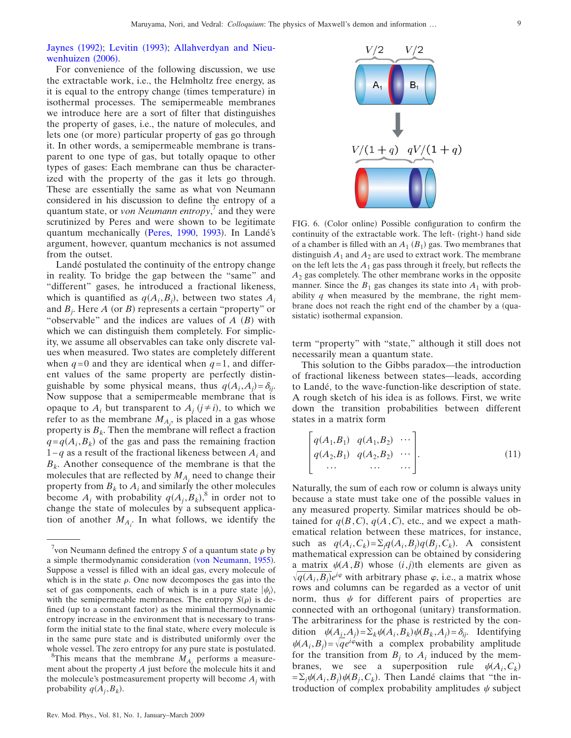Jaynes (1992); Levitin (1993); Allahverdyan and Nieuwenhuizen (2006).

For convenience of the following discussion, we use the extractable work, i.e., the Helmholtz free energy, as it is equal to the entropy change (times temperature) in isothermal processes. The semipermeable membranes we introduce here are a sort of filter that distinguishes the property of gases, i.e., the nature of molecules, and lets one (or more) particular property of gas go through it. In other words, a semipermeable membrane is transparent to one type of gas, but totally opaque to other types of gases: Each membrane can thus be characterized with the property of the gas it lets go through. These are essentially the same as what von Neumann considered in his discussion to define the entropy of a quantum state, or *von Neumann entropy*,[7] and they were scrutinized by Peres and were shown to be legitimate quantum mechanically (Peres, 1990, 1993). In Landé's argument, however, quantum mechanics is not assumed from the outset.

Landé postulated the continuity of the entropy change in reality. To bridge the gap between the "same" and "different" gases, he introduced a fractional likeness, which is quantified as $q(A_i,B_j)$, between two states $A_i$ and $B_j$. Here $A$ (or $B$) represents a certain "property" or "observable" and the indices are values of $A$ ($B$) with which we can distinguish them completely. For simplicity, we assume all observables can take only discrete values when measured. Two states are completely different when $q=0$ and they are identical when $q=1$, and different values of the same property are perfectly distinguishable by some physical means, thus $q(A_i,A_j)=\delta_{ij}$. Now suppose that a semipermeable membrane that is opaque to $A_i$ but transparent to $A_j$ ($j\neq i$), to which we refer to as the membrane $M_{A_i}$, is placed in a gas whose property is $B_k$. Then the membrane will reflect a fraction $q=q(A_i,B_k)$ of the gas and pass the remaining fraction $1-q$ as a result of the fractional likeness between $A_i$ and $B_k$. Another consequence of the membrane is that the molecules that are reflected by $M_{A_i}$ need to change their property from $B_k$ to $A_i$ and similarly the other molecules become $A_j$ with probability $q(A_j,B_k)$,[8] in order not to change the state of molecules by a subsequent application of another $M_{A_i}$. In what follows, we identify the term "property" with "state," although it still does not necessarily mean a quantum state.

FIG. 6. (Color online) Possible configuration to confirm the continuity of the extractable work. The left- (right-) hand side of a chamber is filled with an $A_1$ ($B_1$) gas. Two membranes that distinguish $A_1$ and $A_2$ are used to extract work. The membrane on the left lets the $A_1$ gas pass through it freely, but reflects the $A_2$ gas completely. The other membrane works in the opposite manner. Since the $B_1$ gas changes its state into $A_1$ with probability $q$ when measured by the membrane, the right membrane does not reach the right end of the chamber by a (quasistatic) isothermal expansion.

This solution to the Gibbs paradox—the introduction of fractional likeness between states—leads, according to Landé, to the wave-function-like description of state. A rough sketch of his idea is as follows. First, we write down the transition probabilities between different states in a matrix form

$$\begin{bmatrix} q(A_1,B_1) & q(A_1,B_2) & \cdots \\ q(A_2,B_1) & q(A_2,B_2) & \cdots \\ \cdots & \cdots & \cdots \end{bmatrix}. \tag{11}$$

Naturally, the sum of each row or column is always unity because a state must take one of the possible values in any measured property. Similar matrices should be obtained for $q(B,C)$, $q(A,C)$, etc., and we expect a mathematical relation between these matrices, for instance, such as $q(A_i,C_k)=\Sigma_j q(A_i,B_j)q(B_j,C_k)$. A consistent mathematical expression can be obtained by considering a matrix $\psi(A,B)$ whose $(i,j)$th elements are given as $\sqrt{q(A_i,B_j)}e^{i\varphi}$ with arbitrary phase $\varphi$, i.e., a matrix whose rows and columns can be regarded as a vector of unit norm, thus $\psi$ for different pairs of properties are connected with an orthogonal (unitary) transformation. The arbitrariness for the phase is restricted by the condition $\psi(A_i,A_j)=\Sigma_k\psi(A_i,B_k)\psi(B_k,A_j)=\delta_{ij}$. Identifying $\psi(A_i,B_j)=\sqrt{q}e^{i\varphi}$ with a complex probability amplitude for the transition from $B_j$ to $A_i$ induced by the membranes, we see a superposition rule $\psi(A_i,C_k)=\Sigma_j\psi(A_i,B_j)\psi(B_j,C_k)$. Then Landé claims that "the introduction of complex probability amplitudes $\psi$ subject

[7] von Neumann defined the entropy $S$ of a quantum state $\rho$ by a simple thermodynamic consideration (von Neumann, 1955). Suppose a vessel is filled with an ideal gas, every molecule of which is in the state $\rho$. One now decomposes the gas into the set of gas components, each of which is in a pure state $|\psi_i\rangle$, with the semipermeable membranes. The entropy $S(\rho)$ is defined (up to a constant factor) as the minimal thermodynamic entropy increase in the environment that is necessary to transform the initial state to the final state, where every molecule is in the same pure state and is distributed uniformly over the whole vessel. The zero entropy for any pure state is postulated.

[8] This means that the membrane $M_{A_i}$ performs a measurement about the property $A$ just before the molecule hits it and the molecule's postmeasurement property will become $A_j$ with probability $q(A_j,B_k)$.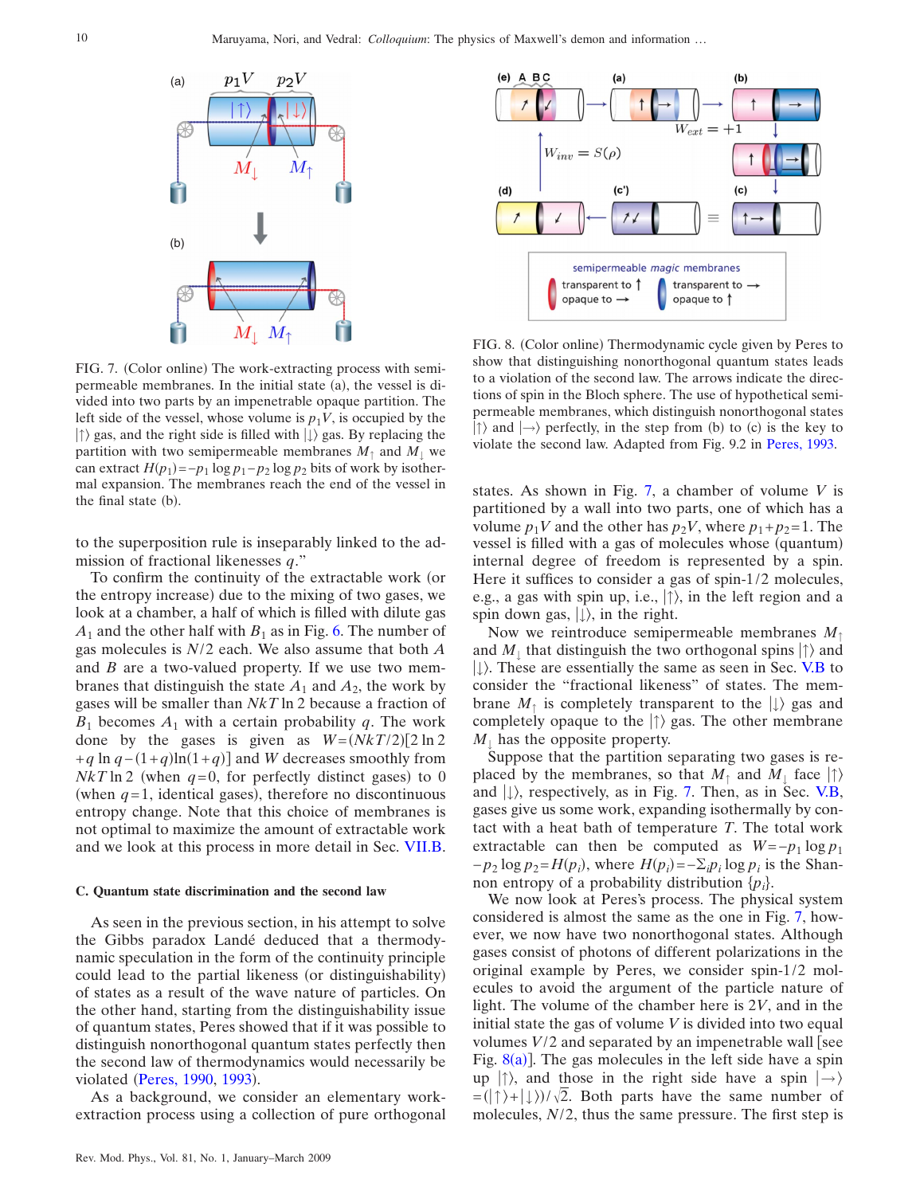FIG. 7. (Color online) The work-extracting process with semipermeable membranes. In the initial state (a), the vessel is divided into two parts by an impenetrable opaque partition. The left side of the vessel, whose volume is $p_1 V$, is occupied by the $|\uparrow\rangle$ gas, and the right side is filled with $|\downarrow\rangle$ gas. By replacing the partition with two semipermeable membranes $M_\uparrow$ and $M_\downarrow$ we can extract $H(p_1) = -p_1 \log p_1 - p_2 \log p_2$ bits of work by isothermal expansion. The membranes reach the end of the vessel in the final state (b).

to the superposition rule is inseparably linked to the admission of fractional likenesses $q$."

To confirm the continuity of the extractable work (or the entropy increase) due to the mixing of two gases, we look at a chamber, a half of which is filled with dilute gas $A_1$ and the other half with $B_1$ as in Fig. 6. The number of gas molecules is $N/2$ each. We also assume that both $A$ and $B$ are a two-valued property. If we use two membranes that distinguish the state $A_1$ and $A_2$, the work by gases will be smaller than $NkT \ln 2$ because a fraction of $B_1$ becomes $A_1$ with a certain probability $q$. The work done by the gases is given as $W = (NkT/2)[2 \ln 2 + q \ln q - (1+q)\ln(1+q)]$ and $W$ decreases smoothly from $NkT \ln 2$ (when $q=0$, for perfectly distinct gases) to 0 (when $q=1$, identical gases), therefore no discontinuous entropy change. Note that this choice of membranes is not optimal to maximize the amount of extractable work and we look at this process in more detail in Sec. VII.B.

### C. Quantum state discrimination and the second law

As seen in the previous section, in his attempt to solve the Gibbs paradox Landé deduced that a thermodynamic speculation in the form of the continuity principle could lead to the partial likeness (or distinguishability) of states as a result of the wave nature of particles. On the other hand, starting from the distinguishability issue of quantum states, Peres showed that if it was possible to distinguish nonorthogonal quantum states perfectly then the second law of thermodynamics would necessarily be violated (Peres, 1990, 1993).

As a background, we consider an elementary work-extraction process using a collection of pure orthogonal

FIG. 8. (Color online) Thermodynamic cycle given by Peres to show that distinguishing nonorthogonal quantum states leads to a violation of the second law. The arrows indicate the directions of spin in the Bloch sphere. The use of hypothetical semipermeable membranes, which distinguish nonorthogonal states $|\uparrow\rangle$ and $|\rightarrow\rangle$ perfectly, in the step from (b) to (c) is the key to violate the second law. Adapted from Fig. 9.2 in Peres, 1993.

states. As shown in Fig. 7, a chamber of volume $V$ is partitioned by a wall into two parts, one of which has a volume $p_1 V$ and the other has $p_2 V$, where $p_1 + p_2 = 1$. The vessel is filled with a gas of molecules whose (quantum) internal degree of freedom is represented by a spin. Here it suffices to consider a gas of spin-1/2 molecules, e.g., a gas with spin up, i.e., $|\uparrow\rangle$, in the left region and a spin down gas, $|\downarrow\rangle$, in the right.

Now we reintroduce semipermeable membranes $M_\uparrow$ and $M_\downarrow$ that distinguish the two orthogonal spins $|\uparrow\rangle$ and $|\downarrow\rangle$. These are essentially the same as seen in Sec. V.B to consider the "fractional likeness" of states. The membrane $M_\uparrow$ is completely transparent to the $|\downarrow\rangle$ gas and completely opaque to the $|\uparrow\rangle$ gas. The other membrane $M_\downarrow$ has the opposite property.

Suppose that the partition separating two gases is replaced by the membranes, so that $M_\uparrow$ and $M_\downarrow$ face $|\uparrow\rangle$ and $|\downarrow\rangle$, respectively, as in Fig. 7. Then, as in Sec. V.B, gases give us some work, expanding isothermally by contact with a heat bath of temperature $T$. The total work extractable can then be computed as $W = -p_1 \log p_1 - p_2 \log p_2 = H(p_i)$, where $H(p_i) = -\Sigma_i p_i \log p_i$ is the Shannon entropy of a probability distribution $\{p_i\}$.

We now look at Peres's process. The physical system considered is almost the same as the one in Fig. 7, however, we now have two nonorthogonal states. Although gases consist of photons of different polarizations in the original example by Peres, we consider spin-1/2 molecules to avoid the argument of the particle nature of light. The volume of the chamber here is $2V$, and in the initial state the gas of volume $V$ is divided into two equal volumes $V/2$ and separated by an impenetrable wall [see Fig. 8(a)]. The gas molecules in the left side have a spin up $|\uparrow\rangle$, and those in the right side have a spin $|\rightarrow\rangle = (|\uparrow\rangle + |\downarrow\rangle)/\sqrt{2}$. Both parts have the same number of molecules, $N/2$, thus the same pressure. The first step is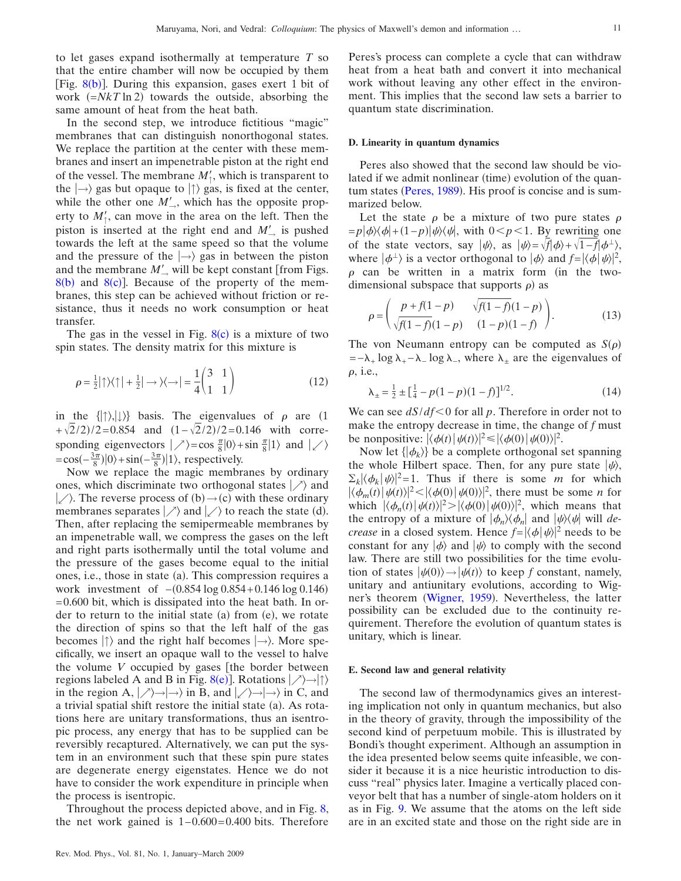to let gases expand isothermally at temperature $T$ so that the entire chamber will now be occupied by them [Fig. 8(b)]. During this expansion, gases exert 1 bit of work ($=NkT\ln 2$) towards the outside, absorbing the same amount of heat from the heat bath.

In the second step, we introduce fictitious "magic" membranes that can distinguish nonorthogonal states. We replace the partition at the center with these membranes and insert an impenetrable piston at the right end of the vessel. The membrane $M'_{\uparrow}$, which is transparent to the $|\rightarrow\rangle$ gas but opaque to $|\uparrow\rangle$ gas, is fixed at the center, while the other one $M'_{\rightarrow}$, which has the opposite property to $M'_{\uparrow}$, can move in the area on the left. Then the piston is inserted at the right end and $M'_{\rightarrow}$ is pushed towards the left at the same speed so that the volume and the pressure of the $|\rightarrow\rangle$ gas in between the piston and the membrane $M'_{\rightarrow}$ will be kept constant [from Figs. 8(b) and 8(c)]. Because of the property of the membranes, this step can be achieved without friction or resistance, thus it needs no work consumption or heat transfer.

The gas in the vessel in Fig. 8(c) is a mixture of two spin states. The density matrix for this mixture is

$$\rho = \tfrac{1}{2}|\uparrow\rangle\langle\uparrow| + \tfrac{1}{2}|\rightarrow\rangle\langle\rightarrow| = \frac{1}{4}\begin{pmatrix} 3 & 1 \\ 1 & 1 \end{pmatrix} \tag{12}$$

in the $\{|\uparrow\rangle,|\downarrow\rangle\}$ basis. The eigenvalues of $\rho$ are $(1+\sqrt{2}/2)/2=0.854$ and $(1-\sqrt{2}/2)/2=0.146$ with corresponding eigenvectors $|\nearrow\rangle=\cos\frac{\pi}{8}|0\rangle+\sin\frac{\pi}{8}|1\rangle$ and $|\swarrow\rangle=\cos(-\frac{3\pi}{8})|0\rangle+\sin(-\frac{3\pi}{8})|1\rangle$, respectively.

Now we replace the magic membranes by ordinary ones, which discriminate two orthogonal states $|\nearrow\rangle$ and $|\swarrow\rangle$. The reverse process of (b)$\rightarrow$(c) with these ordinary membranes separates $|\nearrow\rangle$ and $|\swarrow\rangle$ to reach the state (d). Then, after replacing the semipermeable membranes by an impenetrable wall, we compress the gases on the left and right parts isothermally until the total volume and the pressure of the gases become equal to the initial ones, i.e., those in state (a). This compression requires a work investment of $-(0.854\log 0.854+0.146\log 0.146)=0.600$ bit, which is dissipated into the heat bath. In order to return to the initial state (a) from (e), we rotate the direction of spins so that the left half of the gas becomes $|\uparrow\rangle$ and the right half becomes $|\rightarrow\rangle$. More specifically, we insert an opaque wall to the vessel to halve the volume $V$ occupied by gases [the border between regions labeled A and B in Fig. 8(e)]. Rotations $|\nearrow\rangle\rightarrow|\uparrow\rangle$ in the region A, $|\nearrow\rangle\rightarrow|\rightarrow\rangle$ in B, and $|\swarrow\rangle\rightarrow|\rightarrow\rangle$ in C, and a trivial spatial shift restore the initial state (a). As rotations here are unitary transformations, thus an isentropic process, any energy that has to be supplied can be reversibly recaptured. Alternatively, we can put the system in an environment such that these spin pure states are degenerate energy eigenstates. Hence we do not have to consider the work expenditure in principle when the process is isentropic.

Throughout the process depicted above, and in Fig. 8, the net work gained is $1-0.600=0.400$ bits. Therefore Peres's process can complete a cycle that can withdraw heat from a heat bath and convert it into mechanical work without leaving any other effect in the environment. This implies that the second law sets a barrier to quantum state discrimination.

### D. Linearity in quantum dynamics

Peres also showed that the second law should be violated if we admit nonlinear (time) evolution of the quantum states (Peres, 1989). His proof is concise and is summarized below.

Let the state $\rho$ be a mixture of two pure states $\rho=p|\phi\rangle\langle\phi|+(1-p)|\psi\rangle\langle\psi|$, with $0<p<1$. By rewriting one of the state vectors, say $|\psi\rangle$, as $|\psi\rangle=\sqrt{f}|\phi\rangle+\sqrt{1-f}|\phi^{\perp}\rangle$, where $|\phi^{\perp}\rangle$ is a vector orthogonal to $|\phi\rangle$ and $f=|\langle\phi|\psi\rangle|^2$, $\rho$ can be written in a matrix form (in the two-dimensional subspace that supports $\rho$) as

$$\rho = \begin{pmatrix} p+f(1-p) & \sqrt{f(1-f)}(1-p) \\ \sqrt{f(1-f)}(1-p) & (1-p)(1-f) \end{pmatrix}. \tag{13}$$

The von Neumann entropy can be computed as $S(\rho)=-\lambda_{+}\log\lambda_{+}-\lambda_{-}\log\lambda_{-}$, where $\lambda_{\pm}$ are the eigenvalues of $\rho$, i.e.,

$$\lambda_{\pm}=\tfrac{1}{2}\pm\left[\tfrac{1}{4}-p(1-p)(1-f)\right]^{1/2}. \tag{14}$$

We can see $dS/df<0$ for all $p$. Therefore in order not to make the entropy decrease in time, the change of $f$ must be nonpositive: $|\langle\phi(t)|\psi(t)\rangle|^2\leq|\langle\phi(0)|\psi(0)\rangle|^2$.

Now let $\{|\phi_k\rangle\}$ be a complete orthogonal set spanning the whole Hilbert space. Then, for any pure state $|\psi\rangle$, $\Sigma_k|\langle\phi_k|\psi\rangle|^2=1$. Thus if there is some $m$ for which $|\langle\phi_m(t)|\psi(t)\rangle|^2<|\langle\phi(0)|\psi(0)\rangle|^2$, there must be some $n$ for which $|\langle\phi_n(t)|\psi(t)\rangle|^2>|\langle\phi(0)|\psi(0)\rangle|^2$, which means that the entropy of a mixture of $|\phi_n\rangle\langle\phi_n|$ and $|\psi\rangle\langle\psi|$ will *decrease* in a closed system. Hence $f=|\langle\phi|\psi\rangle|^2$ needs to be constant for any $|\phi\rangle$ and $|\psi\rangle$ to comply with the second law. There are still two possibilities for the time evolution of states $|\psi(0)\rangle\rightarrow|\psi(t)\rangle$ to keep $f$ constant, namely, unitary and antiunitary evolutions, according to Wigner's theorem (Wigner, 1959). Nevertheless, the latter possibility can be excluded due to the continuity requirement. Therefore the evolution of quantum states is unitary, which is linear.

### E. Second law and general relativity

The second law of thermodynamics gives an interesting implication not only in quantum mechanics, but also in the theory of gravity, through the impossibility of the second kind of perpetuum mobile. This is illustrated by Bondi's thought experiment. Although an assumption in the idea presented below seems quite infeasible, we consider it because it is a nice heuristic introduction to discuss "real" physics later. Imagine a vertically placed conveyor belt that has a number of single-atom holders on it as in Fig. 9. We assume that the atoms on the left side are in an excited state and those on the right side are in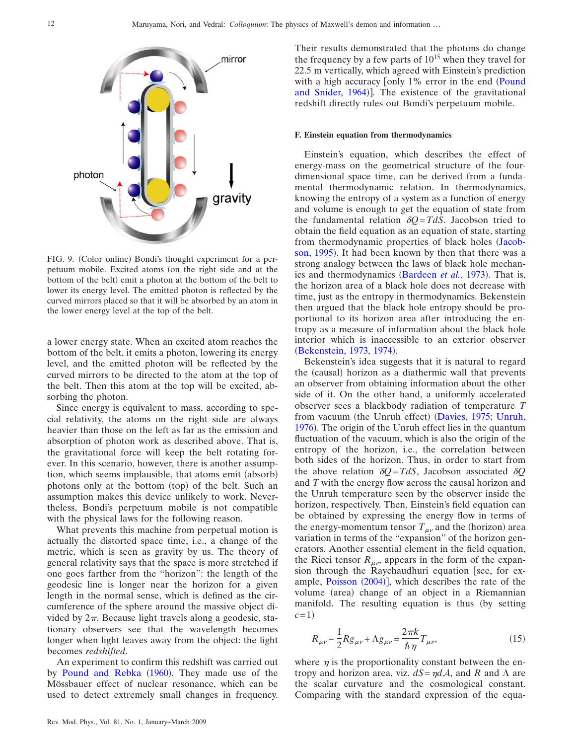FIG. 9. (Color online) Bondi's thought experiment for a perpetuum mobile. Excited atoms (on the right side and at the bottom of the belt) emit a photon at the bottom of the belt to lower its energy level. The emitted photon is reflected by the curved mirrors placed so that it will be absorbed by an atom in the lower energy level at the top of the belt.

a lower energy state. When an excited atom reaches the bottom of the belt, it emits a photon, lowering its energy level, and the emitted photon will be reflected by the curved mirrors to be directed to the atom at the top of the belt. Then this atom at the top will be excited, absorbing the photon.

Since energy is equivalent to mass, according to special relativity, the atoms on the right side are always heavier than those on the left as far as the emission and absorption of photon work as described above. That is, the gravitational force will keep the belt rotating forever. In this scenario, however, there is another assumption, which seems implausible, that atoms emit (absorb) photons only at the bottom (top) of the belt. Such an assumption makes this device unlikely to work. Nevertheless, Bondi's perpetuum mobile is not compatible with the physical laws for the following reason.

What prevents this machine from perpetual motion is actually the distorted space time, i.e., a change of the metric, which is seen as gravity by us. The theory of general relativity says that the space is more stretched if one goes farther from the "horizon": the length of the geodesic line is longer near the horizon for a given length in the normal sense, which is defined as the circumference of the sphere around the massive object divided by $2\pi$. Because light travels along a geodesic, stationary observers see that the wavelength becomes longer when light leaves away from the object: the light becomes *redshifted*.

An experiment to confirm this redshift was carried out by Pound and Rebka (1960). They made use of the Mössbauer effect of nuclear resonance, which can be used to detect extremely small changes in frequency. Their results demonstrated that the photons do change the frequency by a few parts of $10^{15}$ when they travel for 22.5 m vertically, which agreed with Einstein's prediction with a high accuracy [only 1% error in the end (Pound and Snider, 1964)]. The existence of the gravitational redshift directly rules out Bondi's perpetuum mobile.

### F. Einstein equation from thermodynamics

Einstein's equation, which describes the effect of energy-mass on the geometrical structure of the four-dimensional space time, can be derived from a fundamental thermodynamic relation. In thermodynamics, knowing the entropy of a system as a function of energy and volume is enough to get the equation of state from the fundamental relation $\delta Q = TdS$. Jacobson tried to obtain the field equation as an equation of state, starting from thermodynamic properties of black holes (Jacobson, 1995). It had been known by then that there was a strong analogy between the laws of black hole mechanics and thermodynamics (Bardeen *et al.*, 1973). That is, the horizon area of a black hole does not decrease with time, just as the entropy in thermodynamics. Bekenstein then argued that the black hole entropy should be proportional to its horizon area after introducing the entropy as a measure of information about the black hole interior which is inaccessible to an exterior observer (Bekenstein, 1973, 1974).

Bekenstein's idea suggests that it is natural to regard the (causal) horizon as a diathermic wall that prevents an observer from obtaining information about the other side of it. On the other hand, a uniformly accelerated observer sees a blackbody radiation of temperature $T$ from vacuum (the Unruh effect) (Davies, 1975; Unruh, 1976). The origin of the Unruh effect lies in the quantum fluctuation of the vacuum, which is also the origin of the entropy of the horizon, i.e., the correlation between both sides of the horizon. Thus, in order to start from the above relation $\delta Q = TdS$, Jacobson associated $\delta Q$ and $T$ with the energy flow across the causal horizon and the Unruh temperature seen by the observer inside the horizon, respectively. Then, Einstein's field equation can be obtained by expressing the energy flow in terms of the energy-momentum tensor $T_{\mu\nu}$ and the (horizon) area variation in terms of the "expansion" of the horizon generators. Another essential element in the field equation, the Ricci tensor $R_{\mu\nu}$, appears in the form of the expansion through the Raychaudhuri equation [see, for example, Poisson (2004)], which describes the rate of the volume (area) change of an object in a Riemannian manifold. The resulting equation is thus (by setting $c=1$)

$$R_{\mu\nu} - \frac{1}{2} R g_{\mu\nu} + \Lambda g_{\mu\nu} = \frac{2\pi k}{\hbar \eta} T_{\mu\nu}, \tag{15}$$

where $\eta$ is the proportionality constant between the entropy and horizon area, viz. $dS = \eta d\mathcal{A}$, and $R$ and $\Lambda$ are the scalar curvature and the cosmological constant. Comparing with the standard expression of the equa-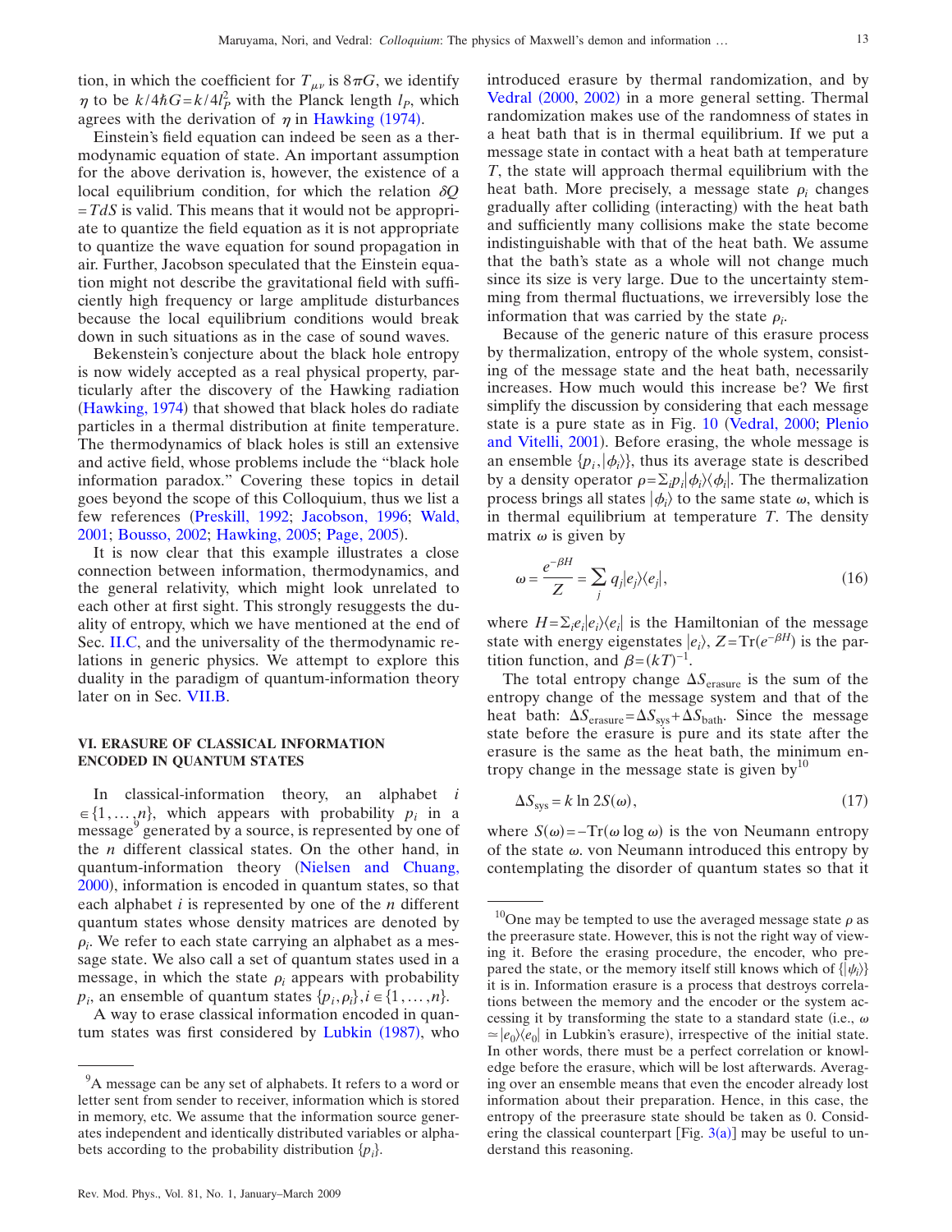tion, in which the coefficient for $T_{\mu\nu}$ is $8\pi G$, we identify $\eta$ to be $k/4\hbar G = k/4l_P^2$ with the Planck length $l_P$, which agrees with the derivation of $\eta$ in Hawking (1974).

Einstein's field equation can indeed be seen as a thermodynamic equation of state. An important assumption for the above derivation is, however, the existence of a local equilibrium condition, for which the relation $\delta Q = TdS$ is valid. This means that it would not be appropriate to quantize the field equation as it is not appropriate to quantize the wave equation for sound propagation in air. Further, Jacobson speculated that the Einstein equation might not describe the gravitational field with sufficiently high frequency or large amplitude disturbances because the local equilibrium conditions would break down in such situations as in the case of sound waves.

Bekenstein's conjecture about the black hole entropy is now widely accepted as a real physical property, particularly after the discovery of the Hawking radiation (Hawking, 1974) that showed that black holes do radiate particles in a thermal distribution at finite temperature. The thermodynamics of black holes is still an extensive and active field, whose problems include the "black hole information paradox." Covering these topics in detail goes beyond the scope of this Colloquium, thus we list a few references (Preskill, 1992; Jacobson, 1996; Wald, 2001; Bousso, 2002; Hawking, 2005; Page, 2005).

It is now clear that this example illustrates a close connection between information, thermodynamics, and the general relativity, which might look unrelated to each other at first sight. This strongly resuggests the duality of entropy, which we have mentioned at the end of Sec. II.C, and the universality of the thermodynamic relations in generic physics. We attempt to explore this duality in the paradigm of quantum-information theory later on in Sec. VII.B.

## VI. ERASURE OF CLASSICAL INFORMATION ENCODED IN QUANTUM STATES

In classical-information theory, an alphabet $i \in \{1, \ldots, n\}$, which appears with probability $p_i$ in a message[9] generated by a source, is represented by one of the $n$ different classical states. On the other hand, in quantum-information theory (Nielsen and Chuang, 2000), information is encoded in quantum states, so that each alphabet $i$ is represented by one of the $n$ different quantum states whose density matrices are denoted by $\rho_i$. We refer to each state carrying an alphabet as a message state. We also call a set of quantum states used in a message, in which the state $\rho_i$ appears with probability $p_i$, an ensemble of quantum states $\{p_i, \rho_i\}, i \in \{1, \ldots, n\}$.

A way to erase classical information encoded in quantum states was first considered by Lubkin (1987), who introduced erasure by thermal randomization, and by Vedral (2000, 2002) in a more general setting. Thermal randomization makes use of the randomness of states in a heat bath that is in thermal equilibrium. If we put a message state in contact with a heat bath at temperature $T$, the state will approach thermal equilibrium with the heat bath. More precisely, a message state $\rho_i$ changes gradually after colliding (interacting) with the heat bath and sufficiently many collisions make the state become indistinguishable with that of the heat bath. We assume that the bath's state as a whole will not change much since its size is very large. Due to the uncertainty stemming from thermal fluctuations, we irreversibly lose the information that was carried by the state $\rho_i$.

Because of the generic nature of this erasure process by thermalization, entropy of the whole system, consisting of the message state and the heat bath, necessarily increases. How much would this increase be? We first simplify the discussion by considering that each message state is a pure state as in Fig. 10 (Vedral, 2000; Plenio and Vitelli, 2001). Before erasing, the whole message is an ensemble $\{p_i, |\phi_i\rangle\}$, thus its average state is described by a density operator $\rho = \sum_i p_i |\phi_i\rangle\langle\phi_i|$. The thermalization process brings all states $|\phi_i\rangle$ to the same state $\omega$, which is in thermal equilibrium at temperature $T$. The density matrix $\omega$ is given by

$$\omega = \frac{e^{-\beta H}}{Z} = \sum_j q_j |e_j\rangle\langle e_j|, \tag{16}$$

where $H = \sum_i e_i |e_i\rangle\langle e_i|$ is the Hamiltonian of the message state with energy eigenstates $|e_i\rangle$, $Z = \mathrm{Tr}(e^{-\beta H})$ is the partition function, and $\beta = (kT)^{-1}$.

The total entropy change $\Delta S_{\mathrm{erasure}}$ is the sum of the entropy change of the message system and that of the heat bath: $\Delta S_{\mathrm{erasure}} = \Delta S_{\mathrm{sys}} + \Delta S_{\mathrm{bath}}$. Since the message state before the erasure is pure and its state after the erasure is the same as the heat bath, the minimum entropy change in the message state is given by[10]

$$\Delta S_{\mathrm{sys}} = k \ln 2 S(\omega), \tag{17}$$

where $S(\omega) = -\mathrm{Tr}(\omega \log \omega)$ is the von Neumann entropy of the state $\omega$. von Neumann introduced this entropy by contemplating the disorder of quantum states so that it

---

[9] A message can be any set of alphabets. It refers to a word or letter sent from sender to receiver, information which is stored in memory, etc. We assume that the information source generates independent and identically distributed variables or alphabets according to the probability distribution $\{p_i\}$.

[10] One may be tempted to use the averaged message state $\rho$ as the preerasure state. However, this is not the right way of viewing it. Before the erasing procedure, the encoder, who prepared the state, or the memory itself still knows which of $\{|\psi_i\rangle\}$ it is in. Information erasure is a process that destroys correlations between the memory and the encoder or the system accessing it by transforming the state to a standard state (i.e., $\omega \simeq |e_0\rangle\langle e_0|$ in Lubkin's erasure), irrespective of the initial state. In other words, there must be a perfect correlation or knowledge before the erasure, which will be lost afterwards. Averaging over an ensemble means that even the encoder already lost information about their preparation. Hence, in this case, the entropy of the preerasure state should be taken as 0. Considering the classical counterpart [Fig. 3(a)] may be useful to understand this reasoning.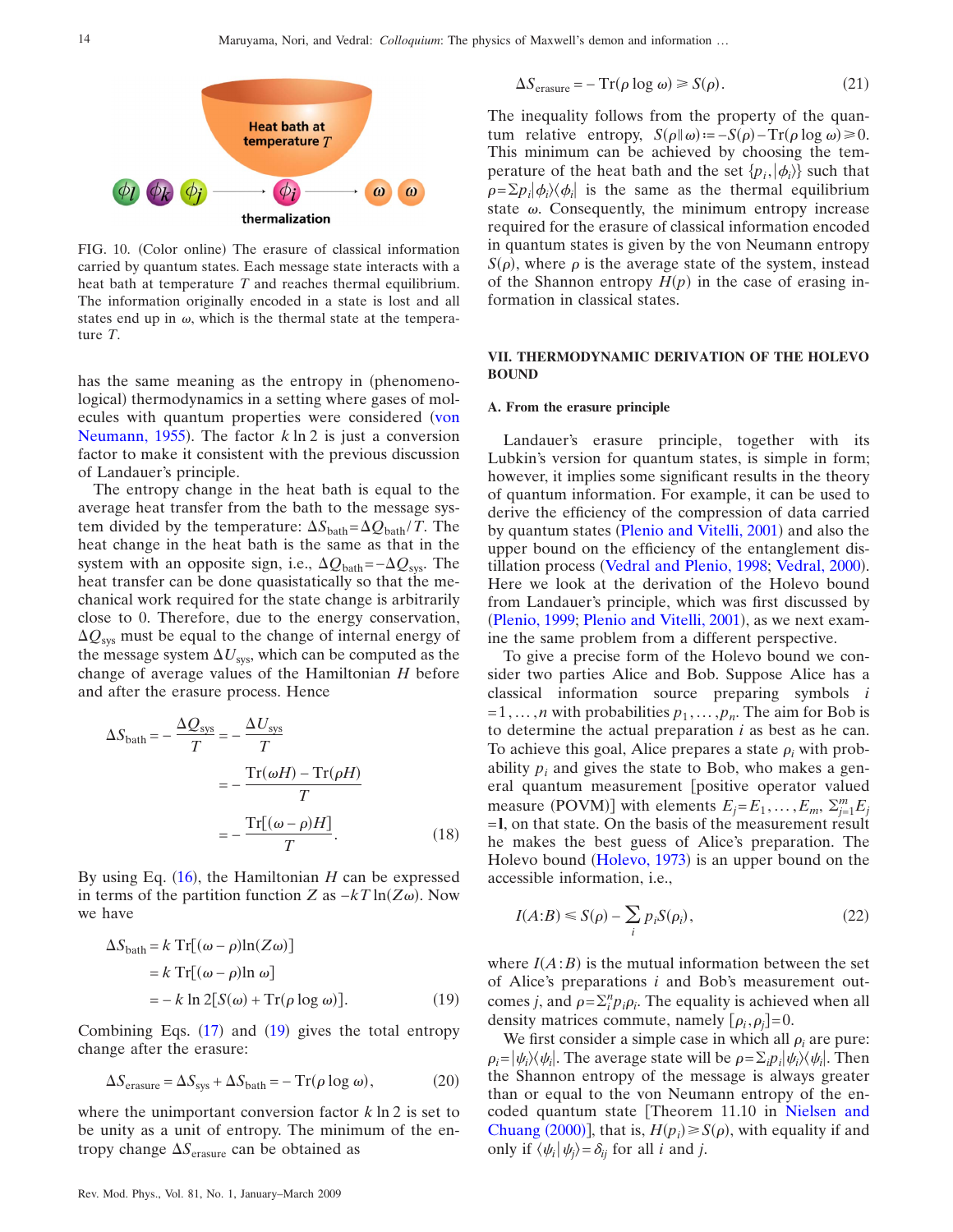FIG. 10. (Color online) The erasure of classical information carried by quantum states. Each message state interacts with a heat bath at temperature $T$ and reaches thermal equilibrium. The information originally encoded in a state is lost and all states end up in $\omega$, which is the thermal state at the temperature $T$.

has the same meaning as the entropy in (phenomenological) thermodynamics in a setting where gases of molecules with quantum properties were considered (von Neumann, 1955). The factor $k \ln 2$ is just a conversion factor to make it consistent with the previous discussion of Landauer's principle.

The entropy change in the heat bath is equal to the average heat transfer from the bath to the message system divided by the temperature: $\Delta S_{\text{bath}} = \Delta Q_{\text{bath}}/T$. The heat change in the heat bath is the same as that in the system with an opposite sign, i.e., $\Delta Q_{\text{bath}} = -\Delta Q_{\text{sys}}$. The heat transfer can be done quasistatically so that the mechanical work required for the state change is arbitrarily close to 0. Therefore, due to the energy conservation, $\Delta Q_{\text{sys}}$ must be equal to the change of internal energy of the message system $\Delta U_{\text{sys}}$, which can be computed as the change of average values of the Hamiltonian $H$ before and after the erasure process. Hence

$$\Delta S_{\text{bath}} = -\frac{\Delta Q_{\text{sys}}}{T} = -\frac{\Delta U_{\text{sys}}}{T} = -\frac{\mathrm{Tr}(\omega H) - \mathrm{Tr}(\rho H)}{T} = -\frac{\mathrm{Tr}[(\omega - \rho)H]}{T}. \tag{18}$$

By using Eq. (16), the Hamiltonian $H$ can be expressed in terms of the partition function $Z$ as $-kT \ln(Z\omega)$. Now we have

$$\begin{aligned}\Delta S_{\text{bath}} &= k\,\mathrm{Tr}[(\omega - \rho)\ln(Z\omega)] \\ &= k\,\mathrm{Tr}[(\omega - \rho)\ln \omega] \\ &= -k \ln 2[S(\omega) + \mathrm{Tr}(\rho \log \omega)].\end{aligned} \tag{19}$$

Combining Eqs. (17) and (19) gives the total entropy change after the erasure:

$$\Delta S_{\text{erasure}} = \Delta S_{\text{sys}} + \Delta S_{\text{bath}} = -\mathrm{Tr}(\rho \log \omega), \tag{20}$$

where the unimportant conversion factor $k \ln 2$ is set to be unity as a unit of entropy. The minimum of the entropy change $\Delta S_{\text{erasure}}$ can be obtained as

$$\Delta S_{\text{erasure}} = -\mathrm{Tr}(\rho \log \omega) \geq S(\rho). \tag{21}$$

The inequality follows from the property of the quantum relative entropy, $S(\rho \| \omega) := -S(\rho) - \mathrm{Tr}(\rho \log \omega) \geq 0$. This minimum can be achieved by choosing the temperature of the heat bath and the set $\{p_i, |\phi_i\rangle\}$ such that $\rho = \Sigma p_i |\phi_i\rangle\langle\phi_i|$ is the same as the thermal equilibrium state $\omega$. Consequently, the minimum entropy increase required for the erasure of classical information encoded in quantum states is given by the von Neumann entropy $S(\rho)$, where $\rho$ is the average state of the system, instead of the Shannon entropy $H(p)$ in the case of erasing information in classical states.

## VII. THERMODYNAMIC DERIVATION OF THE HOLEVO BOUND

### A. From the erasure principle

Landauer's erasure principle, together with its Lubkin's version for quantum states, is simple in form; however, it implies some significant results in the theory of quantum information. For example, it can be used to derive the efficiency of the compression of data carried by quantum states (Plenio and Vitelli, 2001) and also the upper bound on the efficiency of the entanglement distillation process (Vedral and Plenio, 1998; Vedral, 2000). Here we look at the derivation of the Holevo bound from Landauer's principle, which was first discussed by (Plenio, 1999; Plenio and Vitelli, 2001), as we next examine the same problem from a different perspective.

To give a precise form of the Holevo bound we consider two parties Alice and Bob. Suppose Alice has a classical information source preparing symbols $i = 1, \ldots, n$ with probabilities $p_1, \ldots, p_n$. The aim for Bob is to determine the actual preparation $i$ as best as he can. To achieve this goal, Alice prepares a state $\rho_i$ with probability $p_i$ and gives the state to Bob, who makes a general quantum measurement [positive operator valued measure (POVM)] with elements $E_j = E_1, \ldots, E_m$, $\Sigma_{j=1}^m E_j = \mathbf{1}$, on that state. On the basis of the measurement result he makes the best guess of Alice's preparation. The Holevo bound (Holevo, 1973) is an upper bound on the accessible information, i.e.,

$$I(A{:}B) \leq S(\rho) - \sum_i p_i S(\rho_i), \tag{22}$$

where $I(A{:}B)$ is the mutual information between the set of Alice's preparations $i$ and Bob's measurement outcomes $j$, and $\rho = \Sigma_i^n p_i \rho_i$. The equality is achieved when all density matrices commute, namely $[\rho_i, \rho_j] = 0$.

We first consider a simple case in which all $\rho_i$ are pure: $\rho_i = |\psi_i\rangle\langle\psi_i|$. The average state will be $\rho = \Sigma_i p_i |\psi_i\rangle\langle\psi_i|$. Then the Shannon entropy of the message is always greater than or equal to the von Neumann entropy of the encoded quantum state [Theorem 11.10 in Nielsen and Chuang (2000)], that is, $H(p_i) \geq S(\rho)$, with equality if and only if $\langle\psi_i|\psi_j\rangle = \delta_{ij}$ for all $i$ and $j$.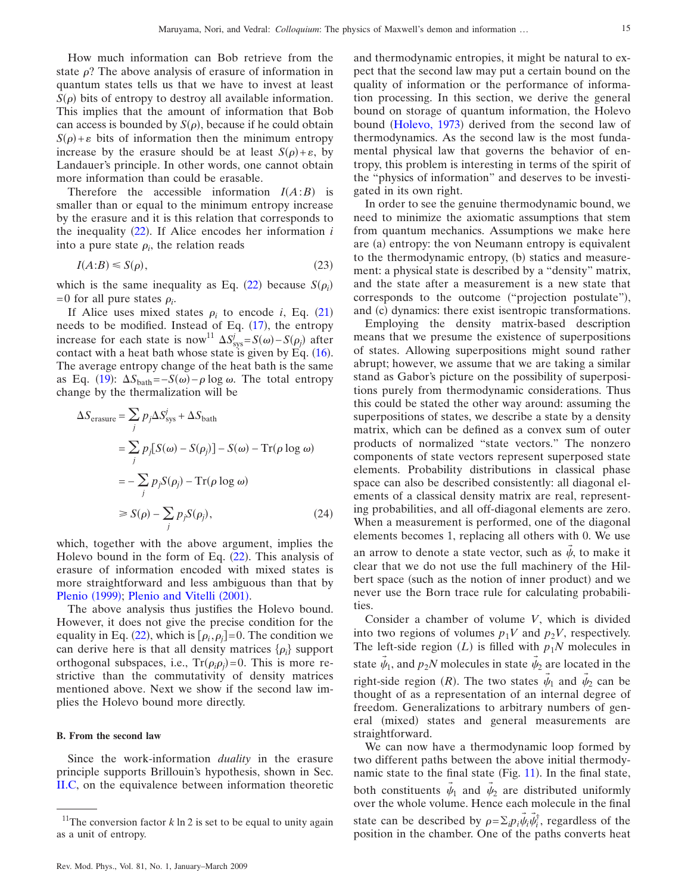How much information can Bob retrieve from the state $\rho$? The above analysis of erasure of information in quantum states tells us that we have to invest at least $S(\rho)$ bits of entropy to destroy all available information. This implies that the amount of information that Bob can access is bounded by $S(\rho)$, because if he could obtain $S(\rho)+\varepsilon$ bits of information then the minimum entropy increase by the erasure should be at least $S(\rho)+\varepsilon$, by Landauer's principle. In other words, one cannot obtain more information than could be erasable.

Therefore the accessible information $I(A{:}B)$ is smaller than or equal to the minimum entropy increase by the erasure and it is this relation that corresponds to the inequality (22). If Alice encodes her information $i$ into a pure state $\rho_i$, the relation reads

$$I(A{:}B) \leq S(\rho), \tag{23}$$

which is the same inequality as Eq. (22) because $S(\rho_i) = 0$ for all pure states $\rho_i$.

If Alice uses mixed states $\rho_i$ to encode $i$, Eq. (21) needs to be modified. Instead of Eq. (17), the entropy increase for each state is now[11] $\Delta S_{\text{sys}}^j = S(\omega) - S(\rho_j)$ after contact with a heat bath whose state is given by Eq. (16). The average entropy change of the heat bath is the same as Eq. (19): $\Delta S_{\text{bath}} = -S(\omega) - \rho \log \omega$. The total entropy change by the thermalization will be

$$\begin{aligned}
\Delta S_{\text{erasure}} &= \sum_j p_j \Delta S_{\text{sys}}^j + \Delta S_{\text{bath}} \\
&= \sum_j p_j [S(\omega) - S(\rho_j)] - S(\omega) - \mathrm{Tr}(\rho \log \omega) \\
&= -\sum_j p_j S(\rho_j) - \mathrm{Tr}(\rho \log \omega) \\
&\geq S(\rho) - \sum_j p_j S(\rho_j),
\end{aligned} \tag{24}$$

which, together with the above argument, implies the Holevo bound in the form of Eq. (22). This analysis of erasure of information encoded with mixed states is more straightforward and less ambiguous than that by Plenio (1999); Plenio and Vitelli (2001).

The above analysis thus justifies the Holevo bound. However, it does not give the precise condition for the equality in Eq. (22), which is $[\rho_i, \rho_j] = 0$. The condition we can derive here is that all density matrices $\{\rho_i\}$ support orthogonal subspaces, i.e., $\mathrm{Tr}(\rho_i \rho_j) = 0$. This is more restrictive than the commutativity of density matrices mentioned above. Next we show if the second law implies the Holevo bound more directly.

### B. From the second law

Since the work-information *duality* in the erasure principle supports Brillouin's hypothesis, shown in Sec. II.C, on the equivalence between information theoretic and thermodynamic entropies, it might be natural to expect that the second law may put a certain bound on the quality of information or the performance of information processing. In this section, we derive the general bound on storage of quantum information, the Holevo bound (Holevo, 1973) derived from the second law of thermodynamics. As the second law is the most fundamental physical law that governs the behavior of entropy, this problem is interesting in terms of the spirit of the "physics of information" and deserves to be investigated in its own right.

In order to see the genuine thermodynamic bound, we need to minimize the axiomatic assumptions that stem from quantum mechanics. Assumptions we make here are (a) entropy: the von Neumann entropy is equivalent to the thermodynamic entropy, (b) statics and measurement: a physical state is described by a "density" matrix, and the state after a measurement is a new state that corresponds to the outcome ("projection postulate"), and (c) dynamics: there exist isentropic transformations.

Employing the density matrix-based description means that we presume the existence of superpositions of states. Allowing superpositions might sound rather abrupt; however, we assume that we are taking a similar stand as Gabor's picture on the possibility of superpositions purely from thermodynamic considerations. Thus this could be stated the other way around: assuming the superpositions of states, we describe a state by a density matrix, which can be defined as a convex sum of outer products of normalized "state vectors." The nonzero components of state vectors represent superposed state elements. Probability distributions in classical phase space can also be described consistently: all diagonal elements of a classical density matrix are real, representing probabilities, and all off-diagonal elements are zero. When a measurement is performed, one of the diagonal elements becomes 1, replacing all others with 0. We use an arrow to denote a state vector, such as $\vec{\psi}$, to make it clear that we do not use the full machinery of the Hilbert space (such as the notion of inner product) and we never use the Born trace rule for calculating probabilities.

Consider a chamber of volume $V$, which is divided into two regions of volumes $p_1 V$ and $p_2 V$, respectively. The left-side region ($L$) is filled with $p_1 N$ molecules in state $\vec{\psi}_1$, and $p_2 N$ molecules in state $\vec{\psi}_2$ are located in the right-side region ($R$). The two states $\vec{\psi}_1$ and $\vec{\psi}_2$ can be thought of as a representation of an internal degree of freedom. Generalizations to arbitrary numbers of general (mixed) states and general measurements are straightforward.

We can now have a thermodynamic loop formed by two different paths between the above initial thermodynamic state to the final state (Fig. 11). In the final state, both constituents $\vec{\psi}_1$ and $\vec{\psi}_2$ are distributed uniformly over the whole volume. Hence each molecule in the final state can be described by $\rho = \sum_i p_i \vec{\psi}_i \vec{\psi}_i^{\dagger}$, regardless of the position in the chamber. One of the paths converts heat

[11] The conversion factor $k \ln 2$ is set to be equal to unity again as a unit of entropy.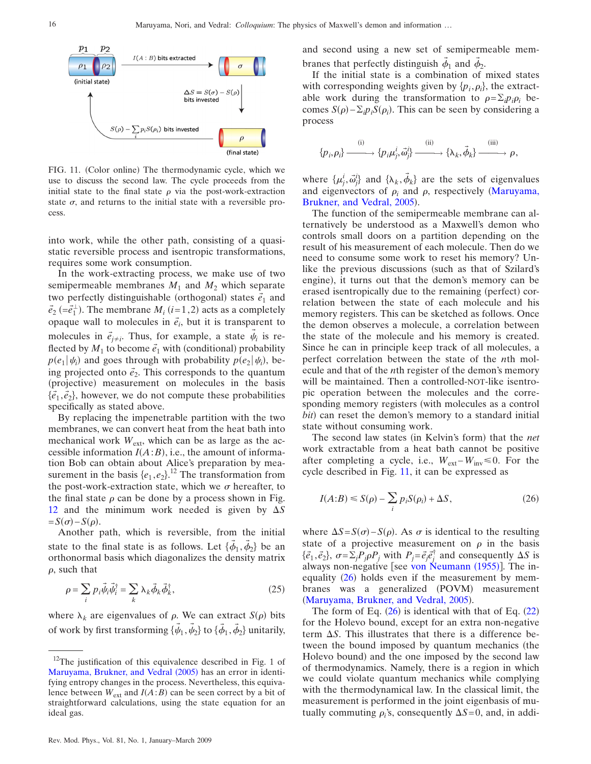FIG. 11. (Color online) The thermodynamic cycle, which we use to discuss the second law. The cycle proceeds from the initial state to the final state $\rho$ via the post-work-extraction state $\sigma$, and returns to the initial state with a reversible process.

into work, while the other path, consisting of a quasistatic reversible process and isentropic transformations, requires some work consumption.

In the work-extracting process, we make use of two semipermeable membranes $M_1$ and $M_2$ which separate two perfectly distinguishable (orthogonal) states $\vec{e}_1$ and $\vec{e}_2$ $(=\vec{e}_1^{\perp})$. The membrane $M_i$ $(i=1,2)$ acts as a completely opaque wall to molecules in $\vec{e}_i$, but it is transparent to molecules in $\vec{e}_{j\neq i}$. Thus, for example, a state $\vec{\psi}_i$ is reflected by $M_1$ to become $\vec{e}_1$ with (conditional) probability $p(e_1|\psi_i)$ and goes through with probability $p(e_2|\psi_i)$, being projected onto $\vec{e}_2$. This corresponds to the quantum (projective) measurement on molecules in the basis $\{\vec{e}_1,\vec{e}_2\}$, however, we do not compute these probabilities specifically as stated above.

By replacing the impenetrable partition with the two membranes, we can convert heat from the heat bath into mechanical work $W_{\text{ext}}$, which can be as large as the accessible information $I(A:B)$, i.e., the amount of information Bob can obtain about Alice's preparation by measurement in the basis $\{e_1,e_2\}$.[12] The transformation from the post-work-extraction state, which we $\sigma$ hereafter, to the final state $\rho$ can be done by a process shown in Fig. 12 and the minimum work needed is given by $\Delta S = S(\sigma)-S(\rho)$.

Another path, which is reversible, from the initial state to the final state is as follows. Let $\{\vec{\phi}_1,\vec{\phi}_2\}$ be an orthonormal basis which diagonalizes the density matrix $\rho$, such that

$$\rho = \sum_i p_i \vec{\psi}_i \vec{\psi}_i^{\dagger} = \sum_k \lambda_k \vec{\phi}_k \vec{\phi}_k^{\dagger}, \tag{25}$$

where $\lambda_k$ are eigenvalues of $\rho$. We can extract $S(\rho)$ bits of work by first transforming $\{\vec{\psi}_1,\vec{\psi}_2\}$ to $\{\vec{\phi}_1,\vec{\phi}_2\}$ unitarily, and second using a new set of semipermeable membranes that perfectly distinguish $\vec{\phi}_1$ and $\vec{\phi}_2$.

If the initial state is a combination of mixed states with corresponding weights given by $\{p_i,\rho_i\}$, the extractable work during the transformation to $\rho=\sum_i p_i\rho_i$ becomes $S(\rho)-\sum_i p_i S(\rho_i)$. This can be seen by considering a process

$$\{p_i,\rho_i\} \xrightarrow{\text{(i)}} \{p_i\mu_j^i,\vec{\omega}_j^i\} \xrightarrow{\text{(ii)}} \{\lambda_k,\vec{\phi}_k\} \xrightarrow{\text{(iii)}} \rho,$$

where $\{\mu_j^i,\vec{\omega}_j^i\}$ and $\{\lambda_k,\vec{\phi}_k\}$ are the sets of eigenvalues and eigenvectors of $\rho_i$ and $\rho$, respectively (Maruyama, Brukner, and Vedral, 2005).

The function of the semipermeable membrane can alternatively be understood as a Maxwell's demon who controls small doors on a partition depending on the result of his measurement of each molecule. Then do we need to consume some work to reset his memory? Unlike the previous discussions (such as that of Szilard's engine), it turns out that the demon's memory can be erased isentropically due to the remaining (perfect) correlation between the state of each molecule and his memory registers. This can be sketched as follows. Once the demon observes a molecule, a correlation between the state of the molecule and his memory is created. Since he can in principle keep track of all molecules, a perfect correlation between the state of the $n$th molecule and that of the $n$th register of the demon's memory will be maintained. Then a controlled-NOT-like isentropic operation between the molecules and the corresponding memory registers (with molecules as a *control bit*) can reset the demon's memory to a standard initial state without consuming work.

The second law states (in Kelvin's form) that the *net* work extractable from a heat bath cannot be positive after completing a cycle, i.e., $W_{\text{ext}}-W_{\text{inv}}\leq 0$. For the cycle described in Fig. 11, it can be expressed as

$$I(A{:}B) \leq S(\rho) - \sum_i p_i S(\rho_i) + \Delta S, \tag{26}$$

where $\Delta S = S(\sigma)-S(\rho)$. As $\sigma$ is identical to the resulting state of a projective measurement on $\rho$ in the basis $\{\vec{e}_1,\vec{e}_2\}$, $\sigma=\sum_j P_j\rho P_j$ with $P_j=\vec{e}_j\vec{e}_j^{\dagger}$ and consequently $\Delta S$ is always non-negative [see von Neumann (1955)]. The inequality (26) holds even if the measurement by membranes was a generalized (POVM) measurement (Maruyama, Brukner, and Vedral, 2005).

The form of Eq. (26) is identical with that of Eq. (22) for the Holevo bound, except for an extra non-negative term $\Delta S$. This illustrates that there is a difference between the bound imposed by quantum mechanics (the Holevo bound) and the one imposed by the second law of thermodynamics. Namely, there is a region in which we could violate quantum mechanics while complying with the thermodynamical law. In the classical limit, the measurement is performed in the joint eigenbasis of mutually commuting $\rho_i$'s, consequently $\Delta S=0$, and, in addi-

[12] The justification of this equivalence described in Fig. 1 of Maruyama, Brukner, and Vedral (2005) has an error in identifying entropy changes in the process. Nevertheless, this equivalence between $W_{\text{ext}}$ and $I(A{:}B)$ can be seen correct by a bit of straightforward calculations, using the state equation for an ideal gas.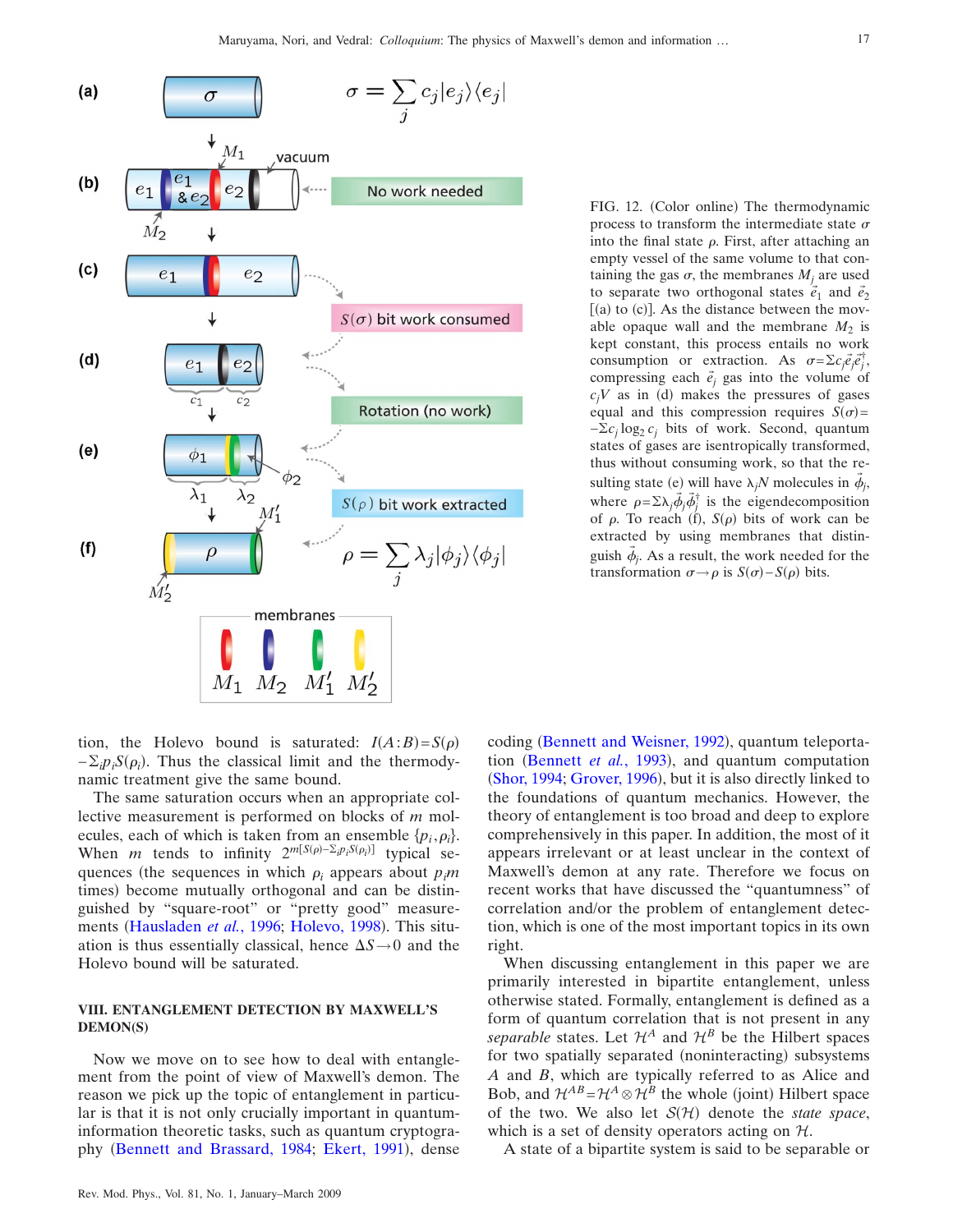FIG. 12. (Color online) The thermodynamic process to transform the intermediate state $\sigma$ into the final state $\rho$. First, after attaching an empty vessel of the same volume to that containing the gas $\sigma$, the membranes $M_j$ are used to separate two orthogonal states $\vec{e}_1$ and $\vec{e}_2$ [(a) to (c)]. As the distance between the movable opaque wall and the membrane $M_2$ is kept constant, this process entails no work consumption or extraction. As $\sigma = \Sigma c_j \vec{e}_j \vec{e}_j^\dagger$, compressing each $\vec{e}_j$ gas into the volume of $c_j V$ as in (d) makes the pressures of gases equal and this compression requires $S(\sigma) = -\Sigma c_j \log_2 c_j$ bits of work. Second, quantum states of gases are isentropically transformed, thus without consuming work, so that the resulting state (e) will have $\lambda_j N$ molecules in $\vec{\phi}_j$, where $\rho = \Sigma \lambda_j \vec{\phi}_j \vec{\phi}_j^\dagger$ is the eigendecomposition of $\rho$. To reach (f), $S(\rho)$ bits of work can be extracted by using membranes that distinguish $\vec{\phi}_j$. As a result, the work needed for the transformation $\sigma \to \rho$ is $S(\sigma) - S(\rho)$ bits.

tion, the Holevo bound is saturated: $I(A:B) = S(\rho) - \Sigma_i p_i S(\rho_i)$. Thus the classical limit and the thermodynamic treatment give the same bound.

The same saturation occurs when an appropriate collective measurement is performed on blocks of $m$ molecules, each of which is taken from an ensemble $\{p_i, \rho_i\}$. When $m$ tends to infinity $2^{m[S(\rho) - \Sigma_i p_i S(\rho_i)]}$ typical sequences (the sequences in which $\rho_i$ appears about $p_i m$ times) become mutually orthogonal and can be distinguished by "square-root" or "pretty good" measurements (Hausladen *et al.*, 1996; Holevo, 1998). This situation is thus essentially classical, hence $\Delta S \to 0$ and the Holevo bound will be saturated.

## VIII. ENTANGLEMENT DETECTION BY MAXWELL'S DEMON(S)

Now we move on to see how to deal with entanglement from the point of view of Maxwell's demon. The reason we pick up the topic of entanglement in particular is that it is not only crucially important in quantum-information theoretic tasks, such as quantum cryptography (Bennett and Brassard, 1984; Ekert, 1991), dense coding (Bennett and Weisner, 1992), quantum teleportation (Bennett *et al.*, 1993), and quantum computation (Shor, 1994; Grover, 1996), but it is also directly linked to the foundations of quantum mechanics. However, the theory of entanglement is too broad and deep to explore comprehensively in this paper. In addition, the most of it appears irrelevant or at least unclear in the context of Maxwell's demon at any rate. Therefore we focus on recent works that have discussed the "quantumness" of correlation and/or the problem of entanglement detection, which is one of the most important topics in its own right.

When discussing entanglement in this paper we are primarily interested in bipartite entanglement, unless otherwise stated. Formally, entanglement is defined as a form of quantum correlation that is not present in any *separable* states. Let $\mathcal{H}^A$ and $\mathcal{H}^B$ be the Hilbert spaces for two spatially separated (noninteracting) subsystems $A$ and $B$, which are typically referred to as Alice and Bob, and $\mathcal{H}^{AB} = \mathcal{H}^A \otimes \mathcal{H}^B$ the whole (joint) Hilbert space of the two. We also let $\mathcal{S}(\mathcal{H})$ denote the *state space*, which is a set of density operators acting on $\mathcal{H}$.

A state of a bipartite system is said to be separable or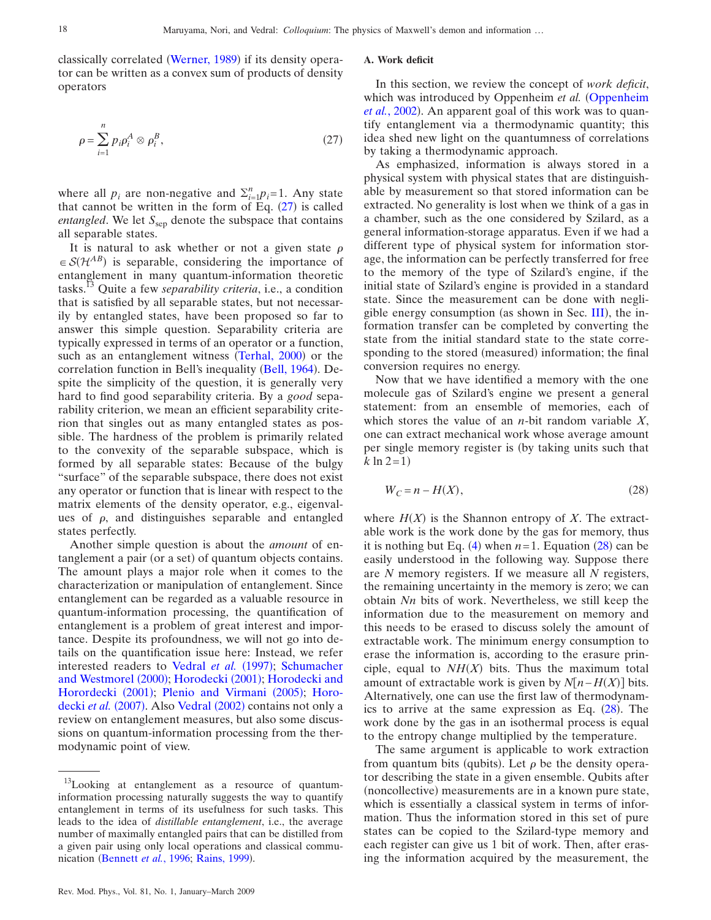classically correlated (Werner, 1989) if its density operator can be written as a convex sum of products of density operators

$$\rho = \sum_{i=1}^{n} p_i \rho_i^A \otimes \rho_i^B, \tag{27}$$

where all $p_i$ are non-negative and $\Sigma_{i=1}^{n} p_i = 1$. Any state that cannot be written in the form of Eq. (27) is called *entangled*. We let $S_{\rm sep}$ denote the subspace that contains all separable states.

It is natural to ask whether or not a given state $\rho \in \mathcal{S}(\mathcal{H}^{AB})$ is separable, considering the importance of entanglement in many quantum-information theoretic tasks.[13] Quite a few *separability criteria*, i.e., a condition that is satisfied by all separable states, but not necessarily by entangled states, have been proposed so far to answer this simple question. Separability criteria are typically expressed in terms of an operator or a function, such as an entanglement witness (Terhal, 2000) or the correlation function in Bell's inequality (Bell, 1964). Despite the simplicity of the question, it is generally very hard to find good separability criteria. By a *good* separability criterion, we mean an efficient separability criterion that singles out as many entangled states as possible. The hardness of the problem is primarily related to the convexity of the separable subspace, which is formed by all separable states: Because of the bulgy "surface" of the separable subspace, there does not exist any operator or function that is linear with respect to the matrix elements of the density operator, e.g., eigenvalues of $\rho$, and distinguishes separable and entangled states perfectly.

Another simple question is about the *amount* of entanglement a pair (or a set) of quantum objects contains. The amount plays a major role when it comes to the characterization or manipulation of entanglement. Since entanglement can be regarded as a valuable resource in quantum-information processing, the quantification of entanglement is a problem of great interest and importance. Despite its profoundness, we will not go into details on the quantification issue here: Instead, we refer interested readers to Vedral *et al.* (1997); Schumacher and Westmorel (2000); Horodecki (2001); Horodecki and Hororde­cki (2001); Plenio and Virmani (2005); Horodecki *et al.* (2007). Also Vedral (2002) contains not only a review on entanglement measures, but also some discussions on quantum-information processing from the thermodynamic point of view.

[13]Looking at entanglement as a resource of quantum-information processing naturally suggests the way to quantify entanglement in terms of its usefulness for such tasks. This leads to the idea of *distillable entanglement*, i.e., the average number of maximally entangled pairs that can be distilled from a given pair using only local operations and classical communication (Bennett *et al.*, 1996; Rains, 1999).

### A. Work deficit

In this section, we review the concept of *work deficit*, which was introduced by Oppenheim *et al.* (Oppenheim *et al.*, 2002). An apparent goal of this work was to quantify entanglement via a thermodynamic quantity; this idea shed new light on the quantumness of correlations by taking a thermodynamic approach.

As emphasized, information is always stored in a physical system with physical states that are distinguishable by measurement so that stored information can be extracted. No generality is lost when we think of a gas in a chamber, such as the one considered by Szilard, as a general information-storage apparatus. Even if we had a different type of physical system for information storage, the information can be perfectly transferred for free to the memory of the type of Szilard's engine, if the initial state of Szilard's engine is provided in a standard state. Since the measurement can be done with negligible energy consumption (as shown in Sec. III), the information transfer can be completed by converting the state from the initial standard state to the state corresponding to the stored (measured) information; the final conversion requires no energy.

Now that we have identified a memory with the one molecule gas of Szilard's engine we present a general statement: from an ensemble of memories, each of which stores the value of an $n$-bit random variable $X$, one can extract mechanical work whose average amount per single memory register is (by taking units such that $k \ln 2 = 1$)

$$W_C = n - H(X), \tag{28}$$

where $H(X)$ is the Shannon entropy of $X$. The extractable work is the work done by the gas for memory, thus it is nothing but Eq. (4) when $n=1$. Equation (28) can be easily understood in the following way. Suppose there are $N$ memory registers. If we measure all $N$ registers, the remaining uncertainty in the memory is zero; we can obtain $Nn$ bits of work. Nevertheless, we still keep the information due to the measurement on memory and this needs to be erased to discuss solely the amount of extractable work. The minimum energy consumption to erase the information is, according to the erasure principle, equal to $NH(X)$ bits. Thus the maximum total amount of extractable work is given by $N[n - H(X)]$ bits. Alternatively, one can use the first law of thermodynamics to arrive at the same expression as Eq. (28). The work done by the gas in an isothermal process is equal to the entropy change multiplied by the temperature.

The same argument is applicable to work extraction from quantum bits (qubits). Let $\rho$ be the density operator describing the state in a given ensemble. Qubits after (noncollective) measurements are in a known pure state, which is essentially a classical system in terms of information. Thus the information stored in this set of pure states can be copied to the Szilard-type memory and each register can give us 1 bit of work. Then, after erasing the information acquired by the measurement, the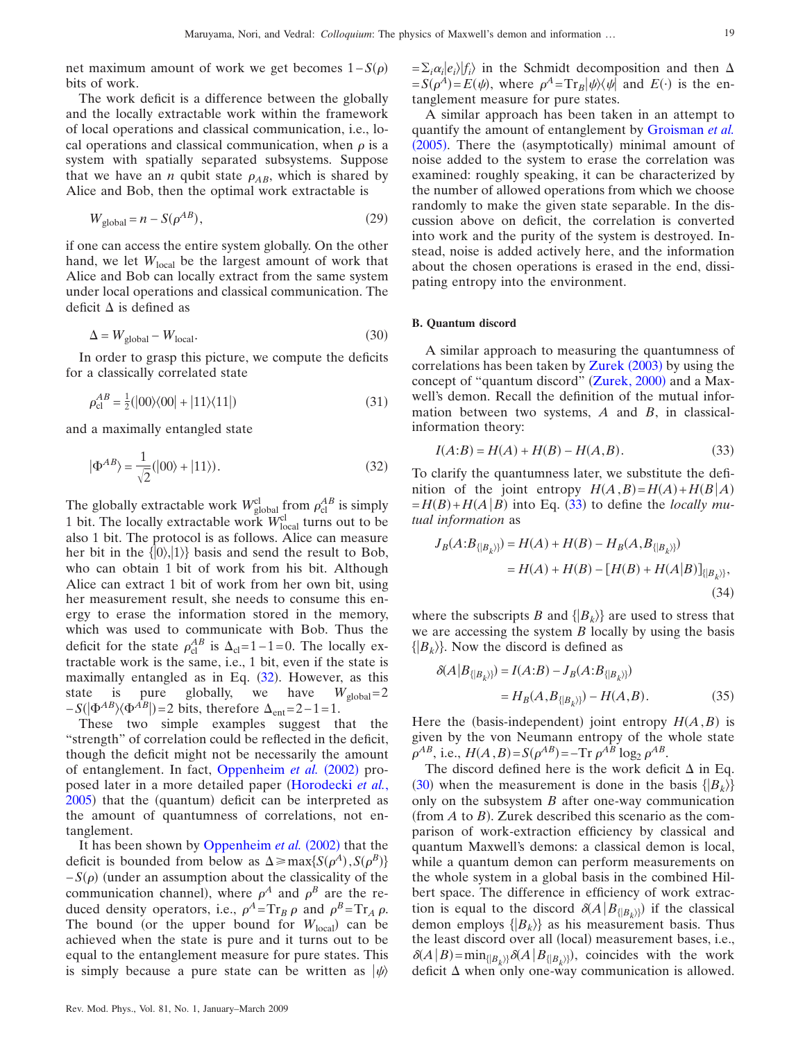net maximum amount of work we get becomes $1-S(\rho)$ bits of work.

The work deficit is a difference between the globally and the locally extractable work within the framework of local operations and classical communication, i.e., local operations and classical communication, when $\rho$ is a system with spatially separated subsystems. Suppose that we have an $n$ qubit state $\rho_{AB}$, which is shared by Alice and Bob, then the optimal work extractable is

$$W_{\text{global}} = n - S(\rho^{AB}), \tag{29}$$

if one can access the entire system globally. On the other hand, we let $W_{\text{local}}$ be the largest amount of work that Alice and Bob can locally extract from the same system under local operations and classical communication. The deficit $\Delta$ is defined as

$$\Delta = W_{\text{global}} - W_{\text{local}}. \tag{30}$$

In order to grasp this picture, we compute the deficits for a classically correlated state

$$\rho_{\text{cl}}^{AB} = \tfrac{1}{2}(|00\rangle\langle 00| + |11\rangle\langle 11|) \tag{31}$$

and a maximally entangled state

$$|\Phi^{AB}\rangle = \frac{1}{\sqrt{2}}(|00\rangle + |11\rangle). \tag{32}$$

The globally extractable work $W_{\text{global}}^{\text{cl}}$ from $\rho_{\text{cl}}^{AB}$ is simply 1 bit. The locally extractable work $W_{\text{local}}^{\text{cl}}$ turns out to be also 1 bit. The protocol is as follows. Alice can measure her bit in the $\{|0\rangle,|1\rangle\}$ basis and send the result to Bob, who can obtain 1 bit of work from his bit. Although Alice can extract 1 bit of work from her own bit, using her measurement result, she needs to consume this energy to erase the information stored in the memory, which was used to communicate with Bob. Thus the deficit for the state $\rho_{\text{cl}}^{AB}$ is $\Delta_{\text{cl}}=1-1=0$. The locally extractable work is the same, i.e., 1 bit, even if the state is maximally entangled as in Eq. (32). However, as this state is pure globally, we have $W_{\text{global}}=2-S(|\Phi^{AB}\rangle\langle\Phi^{AB}|)=2$ bits, therefore $\Delta_{\text{ent}}=2-1=1$.

These two simple examples suggest that the "strength" of correlation could be reflected in the deficit, though the deficit might not be necessarily the amount of entanglement. In fact, Oppenheim *et al.* (2002) proposed later in a more detailed paper (Horodecki *et al.*, 2005) that the (quantum) deficit can be interpreted as the amount of quantumness of correlations, not entanglement.

It has been shown by Oppenheim *et al.* (2002) that the deficit is bounded from below as $\Delta \geq \max\{S(\rho^A), S(\rho^B)\} - S(\rho)$ (under an assumption about the classicality of the communication channel), where $\rho^A$ and $\rho^B$ are the reduced density operators, i.e., $\rho^A = \mathrm{Tr}_B\,\rho$ and $\rho^B = \mathrm{Tr}_A\,\rho$. The bound (or the upper bound for $W_{\text{local}}$) can be achieved when the state is pure and it turns out to be equal to the entanglement measure for pure states. This is simply because a pure state can be written as $|\psi\rangle = \Sigma_i \alpha_i |e_i\rangle|f_i\rangle$ in the Schmidt decomposition and then $\Delta = S(\rho^A) = E(\psi)$, where $\rho^A = \mathrm{Tr}_B|\psi\rangle\langle\psi|$ and $E(\cdot)$ is the entanglement measure for pure states.

A similar approach has been taken in an attempt to quantify the amount of entanglement by Groisman *et al.* (2005). There the (asymptotically) minimal amount of noise added to the system to erase the correlation was examined: roughly speaking, it can be characterized by the number of allowed operations from which we choose randomly to make the given state separable. In the discussion above on deficit, the correlation is converted into work and the purity of the system is destroyed. Instead, noise is added actively here, and the information about the chosen operations is erased in the end, dissipating entropy into the environment.

### B. Quantum discord

A similar approach to measuring the quantumness of correlations has been taken by Zurek (2003) by using the concept of "quantum discord" (Zurek, 2000) and a Maxwell's demon. Recall the definition of the mutual information between two systems, $A$ and $B$, in classical-information theory:

$$I(A{:}B) = H(A) + H(B) - H(A,B). \tag{33}$$

To clarify the quantumness later, we substitute the definition of the joint entropy $H(A,B)=H(A)+H(B|A) = H(B)+H(A|B)$ into Eq. (33) to define the *locally mutual information* as

$$\begin{aligned} J_B(A{:}B_{\{|B_k\rangle\}}) &= H(A) + H(B) - H_B(A,B_{\{|B_k\rangle\}}) \\ &= H(A) + H(B) - [H(B) + H(A|B)]_{\{|B_k\rangle\}}, \end{aligned} \tag{34}$$

where the subscripts $B$ and $\{|B_k\rangle\}$ are used to stress that we are accessing the system $B$ locally by using the basis $\{|B_k\rangle\}$. Now the discord is defined as

$$\begin{aligned} \delta(A|B_{\{|B_k\rangle\}}) &= I(A{:}B) - J_B(A{:}B_{\{|B_k\rangle\}}) \\ &= H_B(A,B_{\{|B_k\rangle\}}) - H(A,B). \end{aligned} \tag{35}$$

Here the (basis-independent) joint entropy $H(A,B)$ is given by the von Neumann entropy of the whole state $\rho^{AB}$, i.e., $H(A,B)=S(\rho^{AB})=-\mathrm{Tr}\,\rho^{AB}\log_2\rho^{AB}$.

The discord defined here is the work deficit $\Delta$ in Eq. (30) when the measurement is done in the basis $\{|B_k\rangle\}$ only on the subsystem $B$ after one-way communication (from $A$ to $B$). Zurek described this scenario as the comparison of work-extraction efficiency by classical and quantum Maxwell's demons: a classical demon is local, while a quantum demon can perform measurements on the whole system in a global basis in the combined Hilbert space. The difference in efficiency of work extraction is equal to the discord $\delta(A|B_{\{|B_k\rangle\}})$ if the classical demon employs $\{|B_k\rangle\}$ as his measurement basis. Thus the least discord over all (local) measurement bases, i.e., $\delta(A|B)=\min_{\{|B_k\rangle\}}\delta(A|B_{\{|B_k\rangle\}})$, coincides with the work deficit $\Delta$ when only one-way communication is allowed.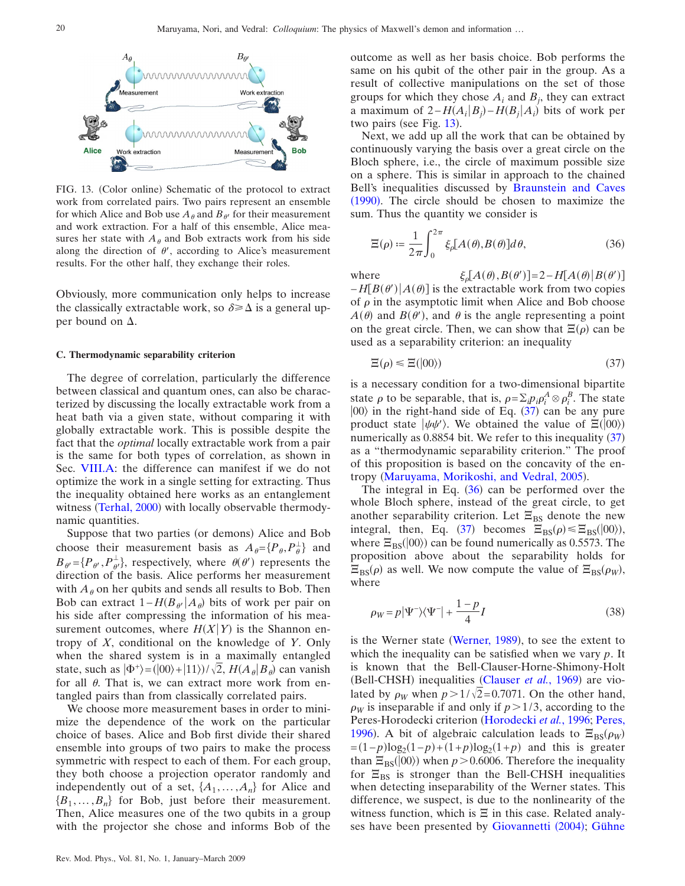FIG. 13. (Color online) Schematic of the protocol to extract work from correlated pairs. Two pairs represent an ensemble for which Alice and Bob use $A_\theta$ and $B_{\theta'}$ for their measurement and work extraction. For a half of this ensemble, Alice measures her state with $A_\theta$ and Bob extracts work from his side along the direction of $\theta'$, according to Alice's measurement results. For the other half, they exchange their roles.

Obviously, more communication only helps to increase the classically extractable work, so $\delta \geq \Delta$ is a general upper bound on $\Delta$.

### C. Thermodynamic separability criterion

The degree of correlation, particularly the difference between classical and quantum ones, can also be characterized by discussing the locally extractable work from a heat bath via a given state, without comparing it with globally extractable work. This is possible despite the fact that the *optimal* locally extractable work from a pair is the same for both types of correlation, as shown in Sec. VIII.A: the difference can manifest if we do not optimize the work in a single setting for extracting. Thus the inequality obtained here works as an entanglement witness (Terhal, 2000) with locally observable thermodynamic quantities.

Suppose that two parties (or demons) Alice and Bob choose their measurement basis as $A_\theta = \{P_\theta, P_\theta^\perp\}$ and $B_{\theta'} = \{P_{\theta'}, P_{\theta'}^\perp\}$, respectively, where $\theta(\theta')$ represents the direction of the basis. Alice performs her measurement with $A_\theta$ on her qubits and sends all results to Bob. Then Bob can extract $1 - H(B_{\theta'}|A_\theta)$ bits of work per pair on his side after compressing the information of his measurement outcomes, where $H(X|Y)$ is the Shannon entropy of $X$, conditional on the knowledge of $Y$. Only when the shared system is in a maximally entangled state, such as $|\Phi^+\rangle = (|00\rangle + |11\rangle)/\sqrt{2}$, $H(A_\theta|B_\theta)$ can vanish for all $\theta$. That is, we can extract more work from entangled pairs than from classically correlated pairs.

We choose more measurement bases in order to minimize the dependence of the work on the particular choice of bases. Alice and Bob first divide their shared ensemble into groups of two pairs to make the process symmetric with respect to each of them. For each group, they both choose a projection operator randomly and independently out of a set, $\{A_1, \ldots, A_n\}$ for Alice and $\{B_1, \ldots, B_n\}$ for Bob, just before their measurement. Then, Alice measures one of the two qubits in a group with the projector she chose and informs Bob of the outcome as well as her basis choice. Bob performs the same on his qubit of the other pair in the group. As a result of collective manipulations on the set of those groups for which they chose $A_i$ and $B_j$, they can extract a maximum of $2 - H(A_i|B_j) - H(B_j|A_i)$ bits of work per two pairs (see Fig. 13).

Next, we add up all the work that can be obtained by continuously varying the basis over a great circle on the Bloch sphere, i.e., the circle of maximum possible size on a sphere. This is similar in approach to the chained Bell's inequalities discussed by Braunstein and Caves (1990). The circle should be chosen to maximize the sum. Thus the quantity we consider is

$$\Xi(\rho) \coloneqq \frac{1}{2\pi}\int_0^{2\pi} \xi_\rho[A(\theta), B(\theta)]d\theta, \tag{36}$$

where $\xi_\rho[A(\theta), B(\theta')] = 2 - H[A(\theta)|B(\theta')] - H[B(\theta')|A(\theta)]$ is the extractable work from two copies of $\rho$ in the asymptotic limit when Alice and Bob choose $A(\theta)$ and $B(\theta')$, and $\theta$ is the angle representing a point on the great circle. Then, we can show that $\Xi(\rho)$ can be used as a separability criterion: an inequality

$$\Xi(\rho) \leq \Xi(|00\rangle) \tag{37}$$

is a necessary condition for a two-dimensional bipartite state $\rho$ to be separable, that is, $\rho = \Sigma_i p_i \rho_i^A \otimes \rho_i^B$. The state $|00\rangle$ in the right-hand side of Eq. (37) can be any pure product state $|\psi\psi'\rangle$. We obtained the value of $\Xi(|00\rangle)$ numerically as 0.8854 bit. We refer to this inequality (37) as a "thermodynamic separability criterion." The proof of this proposition is based on the concavity of the entropy (Maruyama, Morikoshi, and Vedral, 2005).

The integral in Eq. (36) can be performed over the whole Bloch sphere, instead of the great circle, to get another separability criterion. Let $\Xi_{\mathrm{BS}}$ denote the new integral, then, Eq. (37) becomes $\Xi_{\mathrm{BS}}(\rho) \leq \Xi_{\mathrm{BS}}(|00\rangle)$, where $\Xi_{\mathrm{BS}}(|00\rangle)$ can be found numerically as 0.5573. The proposition above about the separability holds for $\Xi_{\mathrm{BS}}(\rho)$ as well. We now compute the value of $\Xi_{\mathrm{BS}}(\rho_W)$, where

$$\rho_W = p|\Psi^-\rangle\langle\Psi^-| + \frac{1-p}{4}I \tag{38}$$

is the Werner state (Werner, 1989), to see the extent to which the inequality can be satisfied when we vary $p$. It is known that the Bell-Clauser-Horne-Shimony-Holt (Bell-CHSH) inequalities (Clauser *et al.*, 1969) are violated by $\rho_W$ when $p > 1/\sqrt{2} = 0.7071$. On the other hand, $\rho_W$ is inseparable if and only if $p > 1/3$, according to the Peres-Horodecki criterion (Horodecki *et al.*, 1996; Peres, 1996). A bit of algebraic calculation leads to $\Xi_{\mathrm{BS}}(\rho_W) = (1-p)\log_2(1-p) + (1+p)\log_2(1+p)$ and this is greater than $\Xi_{\mathrm{BS}}(|00\rangle)$ when $p > 0.6006$. Therefore the inequality for $\Xi_{\mathrm{BS}}$ is stronger than the Bell-CHSH inequalities when detecting inseparability of the Werner states. This difference, we suspect, is due to the nonlinearity of the witness function, which is $\Xi$ in this case. Related analyses have been presented by Giovannetti (2004); Gühne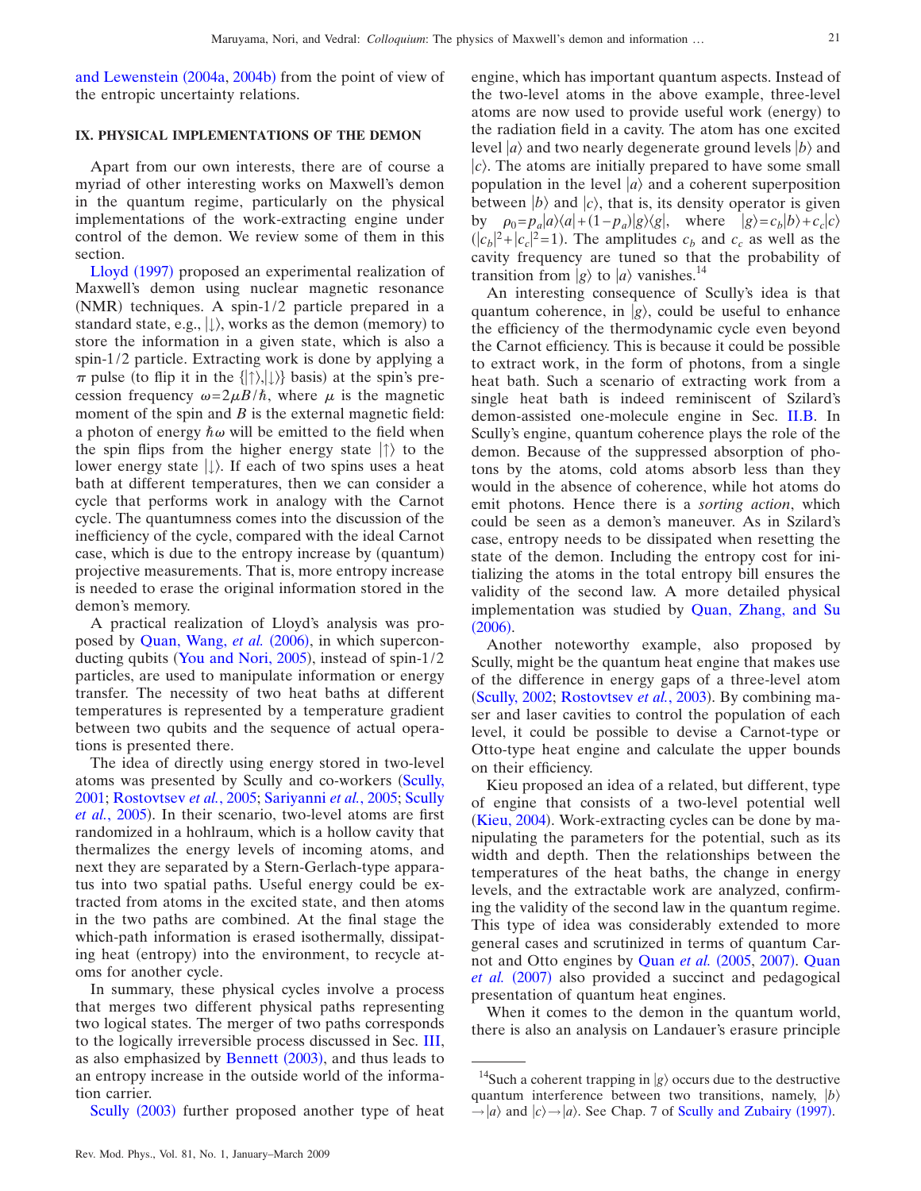and Lewenstein (2004a, 2004b) from the point of view of the entropic uncertainty relations.

## IX. PHYSICAL IMPLEMENTATIONS OF THE DEMON

Apart from our own interests, there are of course a myriad of other interesting works on Maxwell's demon in the quantum regime, particularly on the physical implementations of the work-extracting engine under control of the demon. We review some of them in this section.

Lloyd (1997) proposed an experimental realization of Maxwell's demon using nuclear magnetic resonance (NMR) techniques. A spin-1/2 particle prepared in a standard state, e.g., $|\downarrow\rangle$, works as the demon (memory) to store the information in a given state, which is also a spin-1/2 particle. Extracting work is done by applying a $\pi$ pulse (to flip it in the $\{|\uparrow\rangle,|\downarrow\rangle\}$ basis) at the spin's precession frequency $\omega = 2\mu B/\hbar$, where $\mu$ is the magnetic moment of the spin and $B$ is the external magnetic field: a photon of energy $\hbar\omega$ will be emitted to the field when the spin flips from the higher energy state $|\uparrow\rangle$ to the lower energy state $|\downarrow\rangle$. If each of two spins uses a heat bath at different temperatures, then we can consider a cycle that performs work in analogy with the Carnot cycle. The quantumness comes into the discussion of the inefficiency of the cycle, compared with the ideal Carnot case, which is due to the entropy increase by (quantum) projective measurements. That is, more entropy increase is needed to erase the original information stored in the demon's memory.

A practical realization of Lloyd's analysis was proposed by Quan, Wang, *et al.* (2006), in which superconducting qubits (You and Nori, 2005), instead of spin-1/2 particles, are used to manipulate information or energy transfer. The necessity of two heat baths at different temperatures is represented by a temperature gradient between two qubits and the sequence of actual operations is presented there.

The idea of directly using energy stored in two-level atoms was presented by Scully and co-workers (Scully, 2001; Rostovtsev *et al.*, 2005; Sariyanni *et al.*, 2005; Scully *et al.*, 2005). In their scenario, two-level atoms are first randomized in a hohlraum, which is a hollow cavity that thermalizes the energy levels of incoming atoms, and next they are separated by a Stern-Gerlach-type apparatus into two spatial paths. Useful energy could be extracted from atoms in the excited state, and then atoms in the two paths are combined. At the final stage the which-path information is erased isothermally, dissipating heat (entropy) into the environment, to recycle atoms for another cycle.

In summary, these physical cycles involve a process that merges two different physical paths representing two logical states. The merger of two paths corresponds to the logically irreversible process discussed in Sec. III, as also emphasized by Bennett (2003), and thus leads to an entropy increase in the outside world of the information carrier.

Scully (2003) further proposed another type of heat engine, which has important quantum aspects. Instead of the two-level atoms in the above example, three-level atoms are now used to provide useful work (energy) to the radiation field in a cavity. The atom has one excited level $|a\rangle$ and two nearly degenerate ground levels $|b\rangle$ and $|c\rangle$. The atoms are initially prepared to have some small population in the level $|a\rangle$ and a coherent superposition between $|b\rangle$ and $|c\rangle$, that is, its density operator is given by $\rho_0 = p_a|a\rangle\langle a| + (1-p_a)|g\rangle\langle g|$, where $|g\rangle = c_b|b\rangle + c_c|c\rangle$ ($|c_b|^2 + |c_c|^2 = 1$). The amplitudes $c_b$ and $c_c$ as well as the cavity frequency are tuned so that the probability of transition from $|g\rangle$ to $|a\rangle$ vanishes.[14]

An interesting consequence of Scully's idea is that quantum coherence, in $|g\rangle$, could be useful to enhance the efficiency of the thermodynamic cycle even beyond the Carnot efficiency. This is because it could be possible to extract work, in the form of photons, from a single heat bath. Such a scenario of extracting work from a single heat bath is indeed reminiscent of Szilard's demon-assisted one-molecule engine in Sec. II.B. In Scully's engine, quantum coherence plays the role of the demon. Because of the suppressed absorption of photons by the atoms, cold atoms absorb less than they would in the absence of coherence, while hot atoms do emit photons. Hence there is a *sorting action*, which could be seen as a demon's maneuver. As in Szilard's case, entropy needs to be dissipated when resetting the state of the demon. Including the entropy cost for initializing the atoms in the total entropy bill ensures the validity of the second law. A more detailed physical implementation was studied by Quan, Zhang, and Su (2006).

Another noteworthy example, also proposed by Scully, might be the quantum heat engine that makes use of the difference in energy gaps of a three-level atom (Scully, 2002; Rostovtsev *et al.*, 2003). By combining maser and laser cavities to control the population of each level, it could be possible to devise a Carnot-type or Otto-type heat engine and calculate the upper bounds on their efficiency.

Kieu proposed an idea of a related, but different, type of engine that consists of a two-level potential well (Kieu, 2004). Work-extracting cycles can be done by manipulating the parameters for the potential, such as its width and depth. Then the relationships between the temperatures of the heat baths, the change in energy levels, and the extractable work are analyzed, confirming the validity of the second law in the quantum regime. This type of idea was considerably extended to more general cases and scrutinized in terms of quantum Carnot and Otto engines by Quan *et al.* (2005, 2007). Quan *et al.* (2007) also provided a succinct and pedagogical presentation of quantum heat engines.

When it comes to the demon in the quantum world, there is also an analysis on Landauer's erasure principle

---

[14] Such a coherent trapping in $|g\rangle$ occurs due to the destructive quantum interference between two transitions, namely, $|b\rangle \to |a\rangle$ and $|c\rangle \to |a\rangle$. See Chap. 7 of Scully and Zubairy (1997).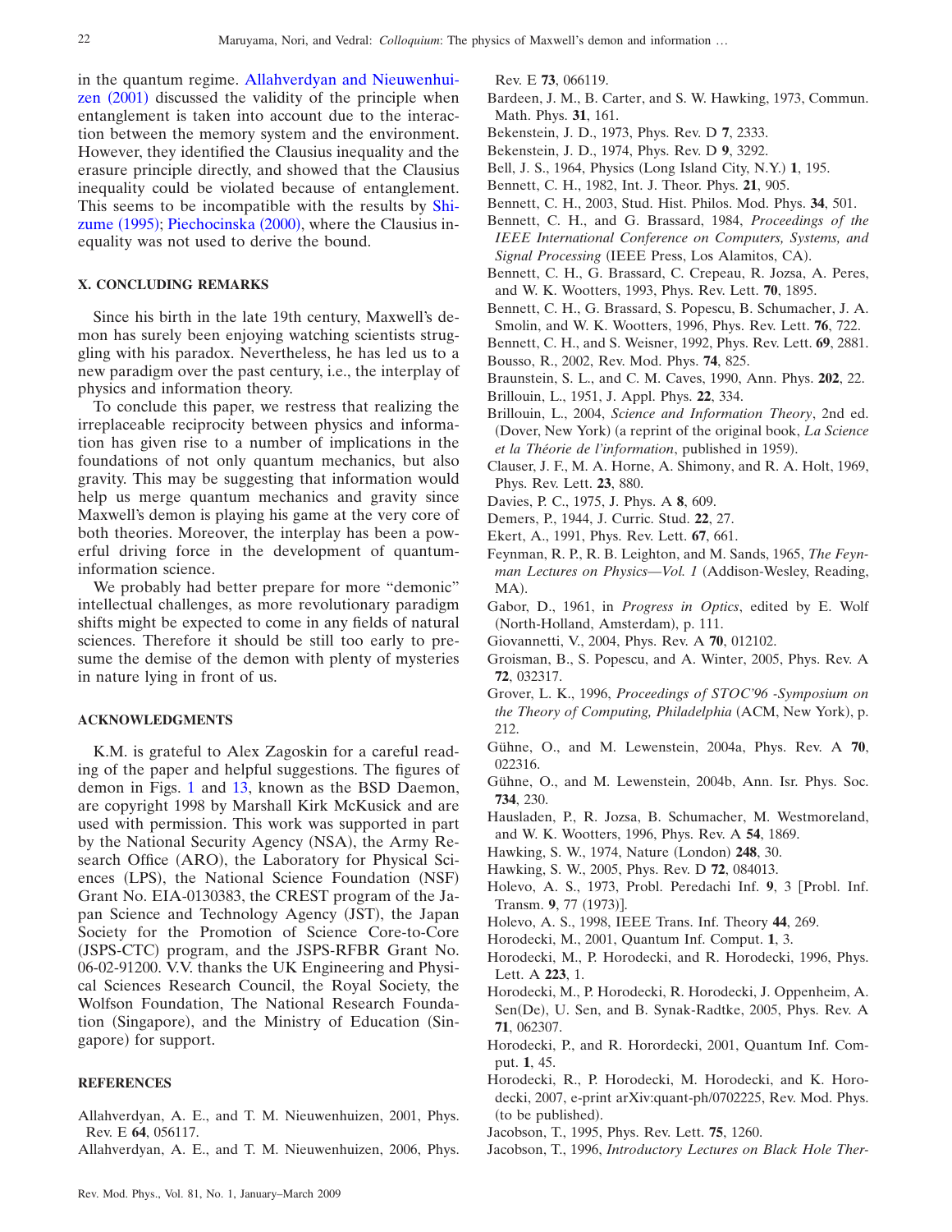in the quantum regime. Allahverdyan and Nieuwenhuizen (2001) discussed the validity of the principle when entanglement is taken into account due to the interaction between the memory system and the environment. However, they identified the Clausius inequality and the erasure principle directly, and showed that the Clausius inequality could be violated because of entanglement. This seems to be incompatible with the results by Shizume (1995); Piechocinska (2000), where the Clausius inequality was not used to derive the bound.

## X. CONCLUDING REMARKS

Since his birth in the late 19th century, Maxwell's demon has surely been enjoying watching scientists struggling with his paradox. Nevertheless, he has led us to a new paradigm over the past century, i.e., the interplay of physics and information theory.

To conclude this paper, we restress that realizing the irreplaceable reciprocity between physics and information has given rise to a number of implications in the foundations of not only quantum mechanics, but also gravity. This may be suggesting that information would help us merge quantum mechanics and gravity since Maxwell's demon is playing his game at the very core of both theories. Moreover, the interplay has been a powerful driving force in the development of quantum-information science.

We probably had better prepare for more "demonic" intellectual challenges, as more revolutionary paradigm shifts might be expected to come in any fields of natural sciences. Therefore it should be still too early to presume the demise of the demon with plenty of mysteries in nature lying in front of us.

## ACKNOWLEDGMENTS

K.M. is grateful to Alex Zagoskin for a careful reading of the paper and helpful suggestions. The figures of demon in Figs. 1 and 13, known as the BSD Daemon, are copyright 1998 by Marshall Kirk McKusick and are used with permission. This work was supported in part by the National Security Agency (NSA), the Army Research Office (ARO), the Laboratory for Physical Sciences (LPS), the National Science Foundation (NSF) Grant No. EIA-0130383, the CREST program of the Japan Science and Technology Agency (JST), the Japan Society for the Promotion of Science Core-to-Core (JSPS-CTC) program, and the JSPS-RFBR Grant No. 06-02-91200. V.V. thanks the UK Engineering and Physical Sciences Research Council, the Royal Society, the Wolfson Foundation, The National Research Foundation (Singapore), and the Ministry of Education (Singapore) for support.

## REFERENCES

Allahverdyan, A. E., and T. M. Nieuwenhuizen, 2001, Phys. Rev. E **64**, 056117.

Allahverdyan, A. E., and T. M. Nieuwenhuizen, 2006, Phys. Rev. E **73**, 066119.

Bardeen, J. M., B. Carter, and S. W. Hawking, 1973, Commun. Math. Phys. **31**, 161.

Bekenstein, J. D., 1973, Phys. Rev. D **7**, 2333.

Bekenstein, J. D., 1974, Phys. Rev. D **9**, 3292.

Bell, J. S., 1964, Physics (Long Island City, N.Y.) **1**, 195.

Bennett, C. H., 1982, Int. J. Theor. Phys. **21**, 905.

Bennett, C. H., 2003, Stud. Hist. Philos. Mod. Phys. **34**, 501.

Bennett, C. H., and G. Brassard, 1984, *Proceedings of the IEEE International Conference on Computers, Systems, and Signal Processing* (IEEE Press, Los Alamitos, CA).

Bennett, C. H., G. Brassard, C. Crepeau, R. Jozsa, A. Peres, and W. K. Wootters, 1993, Phys. Rev. Lett. **70**, 1895.

Bennett, C. H., G. Brassard, S. Popescu, B. Schumacher, J. A. Smolin, and W. K. Wootters, 1996, Phys. Rev. Lett. **76**, 722.

Bennett, C. H., and S. Weisner, 1992, Phys. Rev. Lett. **69**, 2881.

Bousso, R., 2002, Rev. Mod. Phys. **74**, 825.

Braunstein, S. L., and C. M. Caves, 1990, Ann. Phys. **202**, 22.

Brillouin, L., 1951, J. Appl. Phys. **22**, 334.

Brillouin, L., 2004, *Science and Information Theory*, 2nd ed. (Dover, New York) (a reprint of the original book, *La Science et la Théorie de l'information*, published in 1959).

Clauser, J. F., M. A. Horne, A. Shimony, and R. A. Holt, 1969, Phys. Rev. Lett. **23**, 880.

Davies, P. C., 1975, J. Phys. A **8**, 609.

Demers, P., 1944, J. Curric. Stud. **22**, 27.

Ekert, A., 1991, Phys. Rev. Lett. **67**, 661.

Feynman, R. P., R. B. Leighton, and M. Sands, 1965, *The Feynman Lectures on Physics—Vol. 1* (Addison-Wesley, Reading, MA).

Gabor, D., 1961, in *Progress in Optics*, edited by E. Wolf (North-Holland, Amsterdam), p. 111.

Giovannetti, V., 2004, Phys. Rev. A **70**, 012102.

Groisman, B., S. Popescu, and A. Winter, 2005, Phys. Rev. A **72**, 032317.

Grover, L. K., 1996, *Proceedings of STOC'96 -Symposium on the Theory of Computing, Philadelphia* (ACM, New York), p. 212.

Gühne, O., and M. Lewenstein, 2004a, Phys. Rev. A **70**, 022316.

Gühne, O., and M. Lewenstein, 2004b, Ann. Isr. Phys. Soc. **734**, 230.

Hausladen, P., R. Jozsa, B. Schumacher, M. Westmoreland, and W. K. Wootters, 1996, Phys. Rev. A **54**, 1869.

Hawking, S. W., 1974, Nature (London) **248**, 30.

Hawking, S. W., 2005, Phys. Rev. D **72**, 084013.

Holevo, A. S., 1973, Probl. Peredachi Inf. **9**, 3 [Probl. Inf. Transm. **9**, 77 (1973)].

Holevo, A. S., 1998, IEEE Trans. Inf. Theory **44**, 269.

Horodecki, M., 2001, Quantum Inf. Comput. **1**, 3.

Horodecki, M., P. Horodecki, and R. Horodecki, 1996, Phys. Lett. A **223**, 1.

Horodecki, M., P. Horodecki, R. Horodecki, J. Oppenheim, A. Sen(De), U. Sen, and B. Synak-Radtke, 2005, Phys. Rev. A **71**, 062307.

Horodecki, P., and R. Horordecki, 2001, Quantum Inf. Comput. **1**, 45.

Horodecki, R., P. Horodecki, M. Horodecki, and K. Horodecki, 2007, e-print arXiv:quant-ph/0702225, Rev. Mod. Phys. (to be published).

Jacobson, T., 1995, Phys. Rev. Lett. **75**, 1260.

Jacobson, T., 1996, *Introductory Lectures on Black Hole Ther-*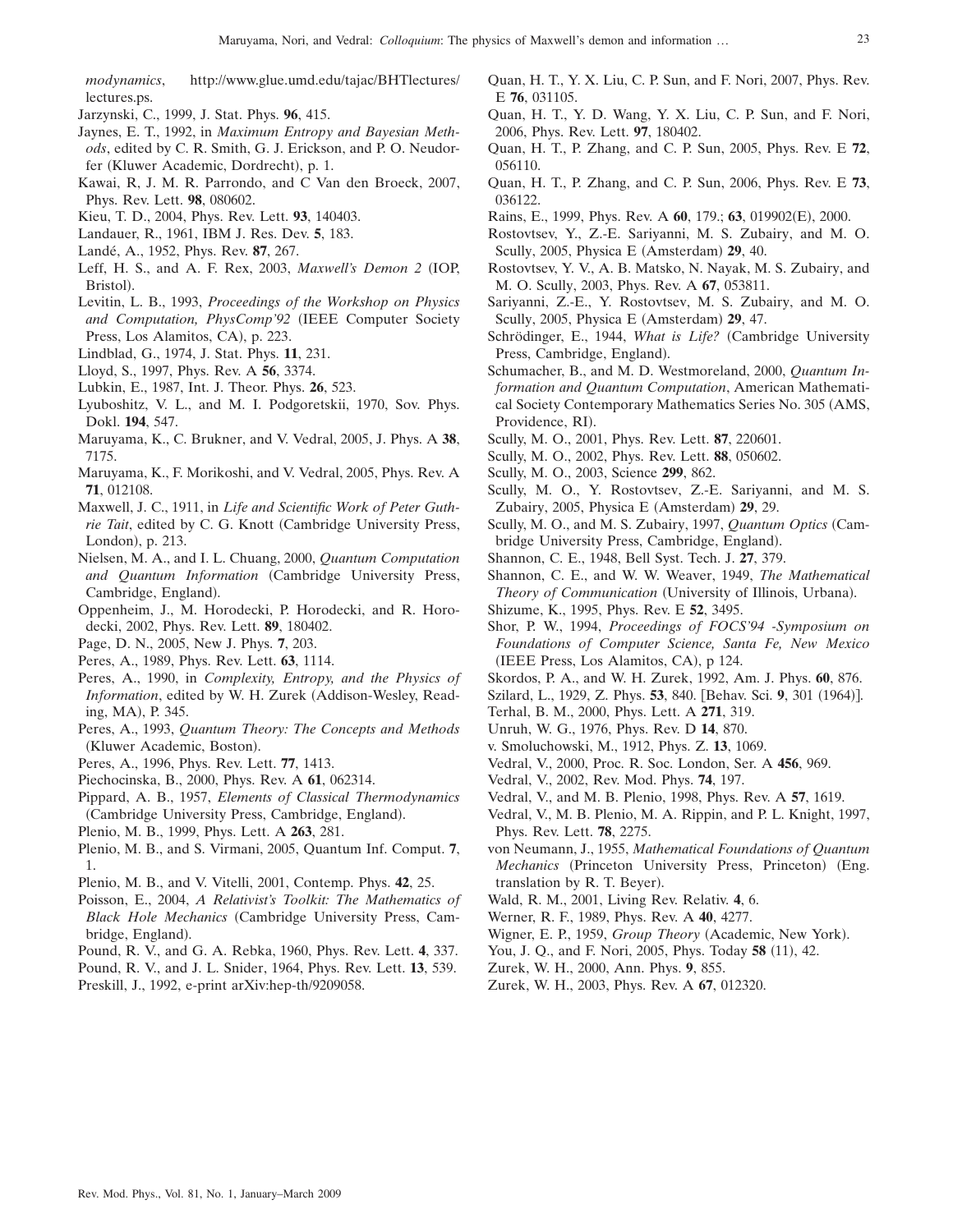*modynamics*, http://www.glue.umd.edu/tajac/BHTlectures/lectures.ps.

Jarzynski, C., 1999, J. Stat. Phys. **96**, 415.

Jaynes, E. T., 1992, in *Maximum Entropy and Bayesian Methods*, edited by C. R. Smith, G. J. Erickson, and P. O. Neudorfer (Kluwer Academic, Dordrecht), p. 1.

Kawai, R, J. M. R. Parrondo, and C Van den Broeck, 2007, Phys. Rev. Lett. **98**, 080602.

Kieu, T. D., 2004, Phys. Rev. Lett. **93**, 140403.

Landauer, R., 1961, IBM J. Res. Dev. **5**, 183.

Landé, A., 1952, Phys. Rev. **87**, 267.

Leff, H. S., and A. F. Rex, 2003, *Maxwell's Demon 2* (IOP, Bristol).

Levitin, L. B., 1993, *Proceedings of the Workshop on Physics and Computation, PhysComp'92* (IEEE Computer Society Press, Los Alamitos, CA), p. 223.

Lindblad, G., 1974, J. Stat. Phys. **11**, 231.

Lloyd, S., 1997, Phys. Rev. A **56**, 3374.

Lubkin, E., 1987, Int. J. Theor. Phys. **26**, 523.

Lyuboshitz, V. L., and M. I. Podgoretskii, 1970, Sov. Phys. Dokl. **194**, 547.

Maruyama, K., C. Brukner, and V. Vedral, 2005, J. Phys. A **38**, 7175.

Maruyama, K., F. Morikoshi, and V. Vedral, 2005, Phys. Rev. A **71**, 012108.

Maxwell, J. C., 1911, in *Life and Scientific Work of Peter Guthrie Tait*, edited by C. G. Knott (Cambridge University Press, London), p. 213.

Nielsen, M. A., and I. L. Chuang, 2000, *Quantum Computation and Quantum Information* (Cambridge University Press, Cambridge, England).

Oppenheim, J., M. Horodecki, P. Horodecki, and R. Horodecki, 2002, Phys. Rev. Lett. **89**, 180402.

Page, D. N., 2005, New J. Phys. **7**, 203.

Peres, A., 1989, Phys. Rev. Lett. **63**, 1114.

Peres, A., 1990, in *Complexity, Entropy, and the Physics of Information*, edited by W. H. Zurek (Addison-Wesley, Reading, MA), P. 345.

Peres, A., 1993, *Quantum Theory: The Concepts and Methods* (Kluwer Academic, Boston).

Peres, A., 1996, Phys. Rev. Lett. **77**, 1413.

Piechocinska, B., 2000, Phys. Rev. A **61**, 062314.

Pippard, A. B., 1957, *Elements of Classical Thermodynamics* (Cambridge University Press, Cambridge, England).

Plenio, M. B., 1999, Phys. Lett. A **263**, 281.

Plenio, M. B., and S. Virmani, 2005, Quantum Inf. Comput. **7**, 1.

Plenio, M. B., and V. Vitelli, 2001, Contemp. Phys. **42**, 25.

Poisson, E., 2004, *A Relativist's Toolkit: The Mathematics of Black Hole Mechanics* (Cambridge University Press, Cambridge, England).

Pound, R. V., and G. A. Rebka, 1960, Phys. Rev. Lett. **4**, 337.

Pound, R. V., and J. L. Snider, 1964, Phys. Rev. Lett. **13**, 539.

Preskill, J., 1992, e-print arXiv:hep-th/9209058.

Quan, H. T., Y. X. Liu, C. P. Sun, and F. Nori, 2007, Phys. Rev. E **76**, 031105.

Quan, H. T., Y. D. Wang, Y. X. Liu, C. P. Sun, and F. Nori, 2006, Phys. Rev. Lett. **97**, 180402.

Quan, H. T., P. Zhang, and C. P. Sun, 2005, Phys. Rev. E **72**, 056110.

Quan, H. T., P. Zhang, and C. P. Sun, 2006, Phys. Rev. E **73**, 036122.

Rains, E., 1999, Phys. Rev. A **60**, 179.; **63**, 019902(E), 2000.

Rostovtsev, Y., Z.-E. Sariyanni, M. S. Zubairy, and M. O. Scully, 2005, Physica E (Amsterdam) **29**, 40.

Rostovtsev, Y. V., A. B. Matsko, N. Nayak, M. S. Zubairy, and M. O. Scully, 2003, Phys. Rev. A **67**, 053811.

Sariyanni, Z.-E., Y. Rostovtsev, M. S. Zubairy, and M. O. Scully, 2005, Physica E (Amsterdam) **29**, 47.

Schrödinger, E., 1944, *What is Life?* (Cambridge University Press, Cambridge, England).

Schumacher, B., and M. D. Westmoreland, 2000, *Quantum Information and Quantum Computation*, American Mathematical Society Contemporary Mathematics Series No. 305 (AMS, Providence, RI).

Scully, M. O., 2001, Phys. Rev. Lett. **87**, 220601.

Scully, M. O., 2002, Phys. Rev. Lett. **88**, 050602.

Scully, M. O., 2003, Science **299**, 862.

Scully, M. O., Y. Rostovtsev, Z.-E. Sariyanni, and M. S. Zubairy, 2005, Physica E (Amsterdam) **29**, 29.

Scully, M. O., and M. S. Zubairy, 1997, *Quantum Optics* (Cambridge University Press, Cambridge, England).

Shannon, C. E., 1948, Bell Syst. Tech. J. **27**, 379.

Shannon, C. E., and W. W. Weaver, 1949, *The Mathematical Theory of Communication* (University of Illinois, Urbana).

Shizume, K., 1995, Phys. Rev. E **52**, 3495.

Shor, P. W., 1994, *Proceedings of FOCS'94 -Symposium on Foundations of Computer Science, Santa Fe, New Mexico* (IEEE Press, Los Alamitos, CA), p 124.

Skordos, P. A., and W. H. Zurek, 1992, Am. J. Phys. **60**, 876.

Szilard, L., 1929, Z. Phys. **53**, 840. [Behav. Sci. **9**, 301 (1964)].

Terhal, B. M., 2000, Phys. Lett. A **271**, 319.

Unruh, W. G., 1976, Phys. Rev. D **14**, 870.

v. Smoluchowski, M., 1912, Phys. Z. **13**, 1069.

Vedral, V., 2000, Proc. R. Soc. London, Ser. A **456**, 969.

Vedral, V., 2002, Rev. Mod. Phys. **74**, 197.

Vedral, V., and M. B. Plenio, 1998, Phys. Rev. A **57**, 1619.

Vedral, V., M. B. Plenio, M. A. Rippin, and P. L. Knight, 1997, Phys. Rev. Lett. **78**, 2275.

von Neumann, J., 1955, *Mathematical Foundations of Quantum Mechanics* (Princeton University Press, Princeton) (Eng. translation by R. T. Beyer).

Wald, R. M., 2001, Living Rev. Relativ. **4**, 6.

Werner, R. F., 1989, Phys. Rev. A **40**, 4277.

Wigner, E. P., 1959, *Group Theory* (Academic, New York).

You, J. Q., and F. Nori, 2005, Phys. Today **58** (11), 42.

Zurek, W. H., 2000, Ann. Phys. **9**, 855.

Zurek, W. H., 2003, Phys. Rev. A **67**, 012320.